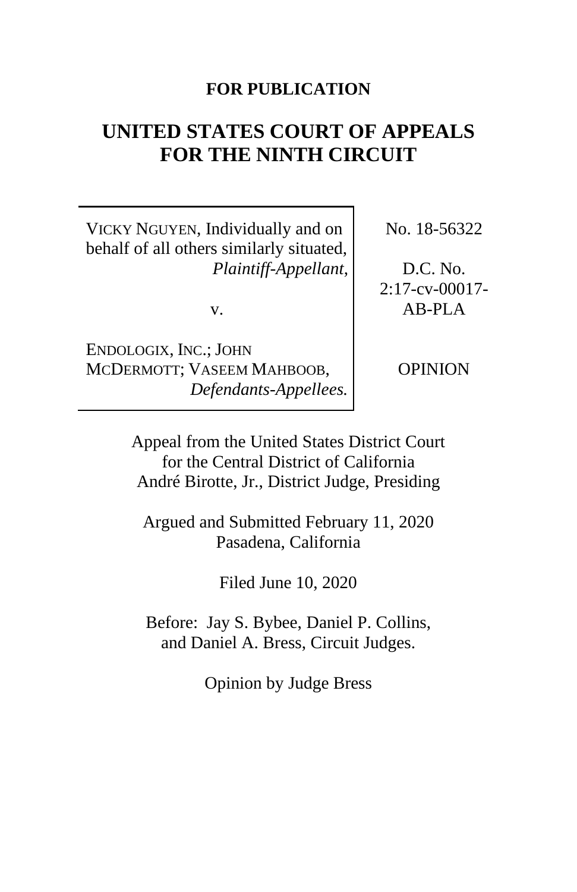**FOR PUBLICATION**

# UNITED STATES COURT OF APPEALS FOR THE NINTH CIRCUIT

| | |
|---|---|
| VICKY NGUYEN, Individually and on behalf of all others similarly situated, *Plaintiff-Appellant*, | No. 18-56322 |
| v. | D.C. No. 2:17-cv-00017-AB-PLA |
| ENDOLOGIX, INC.; JOHN MCDERMOTT; VASEEM MAHBOOB, *Defendants-Appellees.* | OPINION |

Appeal from the United States District Court for the Central District of California
André Birotte, Jr., District Judge, Presiding

Argued and Submitted February 11, 2020
Pasadena, California

Filed June 10, 2020

Before: Jay S. Bybee, Daniel P. Collins, and Daniel A. Bress, Circuit Judges.

Opinion by Judge Bress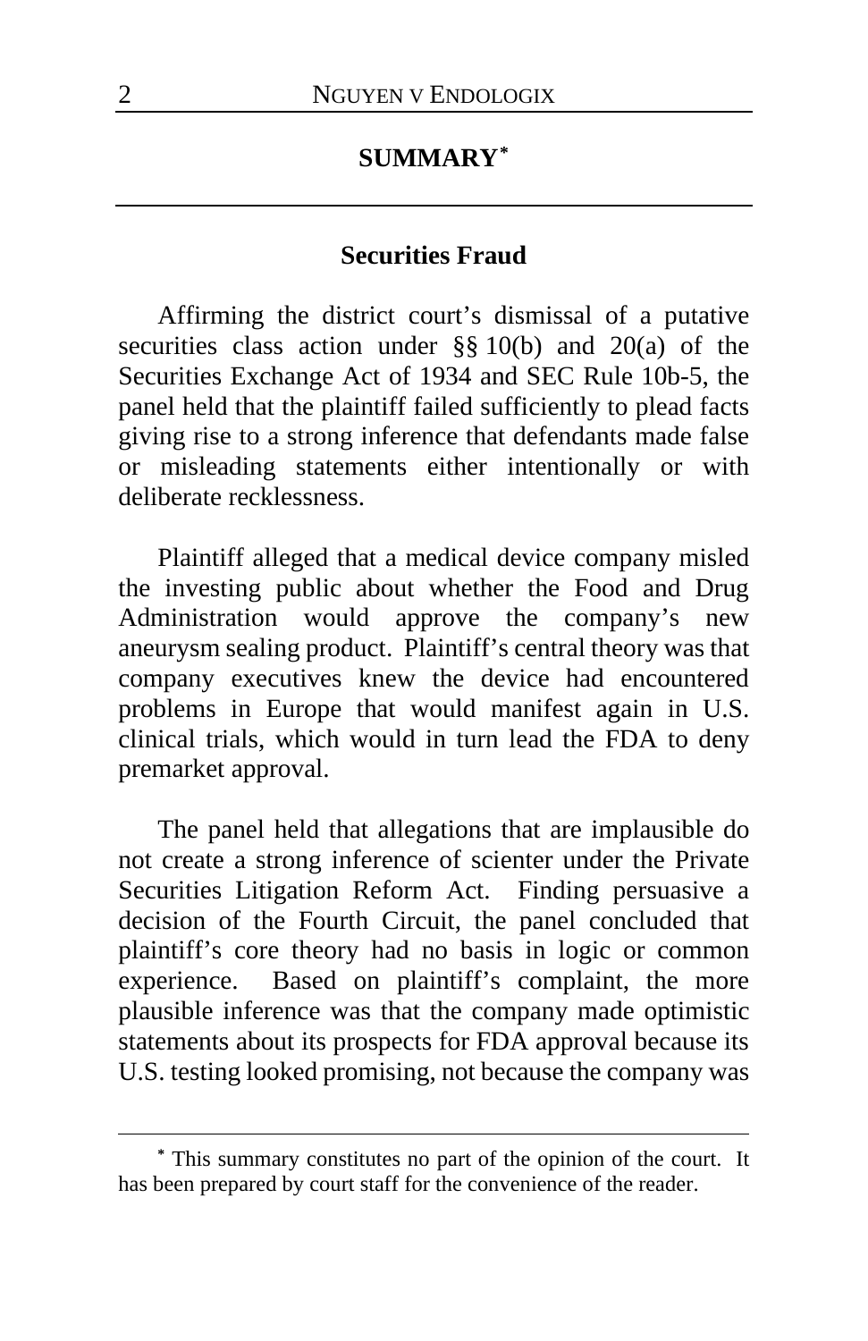## SUMMARY[*]

### Securities Fraud

Affirming the district court's dismissal of a putative securities class action under §§ 10(b) and 20(a) of the Securities Exchange Act of 1934 and SEC Rule 10b-5, the panel held that the plaintiff failed sufficiently to plead facts giving rise to a strong inference that defendants made false or misleading statements either intentionally or with deliberate recklessness.

Plaintiff alleged that a medical device company misled the investing public about whether the Food and Drug Administration would approve the company's new aneurysm sealing product. Plaintiff's central theory was that company executives knew the device had encountered problems in Europe that would manifest again in U.S. clinical trials, which would in turn lead the FDA to deny premarket approval.

The panel held that allegations that are implausible do not create a strong inference of scienter under the Private Securities Litigation Reform Act. Finding persuasive a decision of the Fourth Circuit, the panel concluded that plaintiff's core theory had no basis in logic or common experience. Based on plaintiff's complaint, the more plausible inference was that the company made optimistic statements about its prospects for FDA approval because its U.S. testing looked promising, not because the company was

---

[*] This summary constitutes no part of the opinion of the court. It has been prepared by court staff for the convenience of the reader.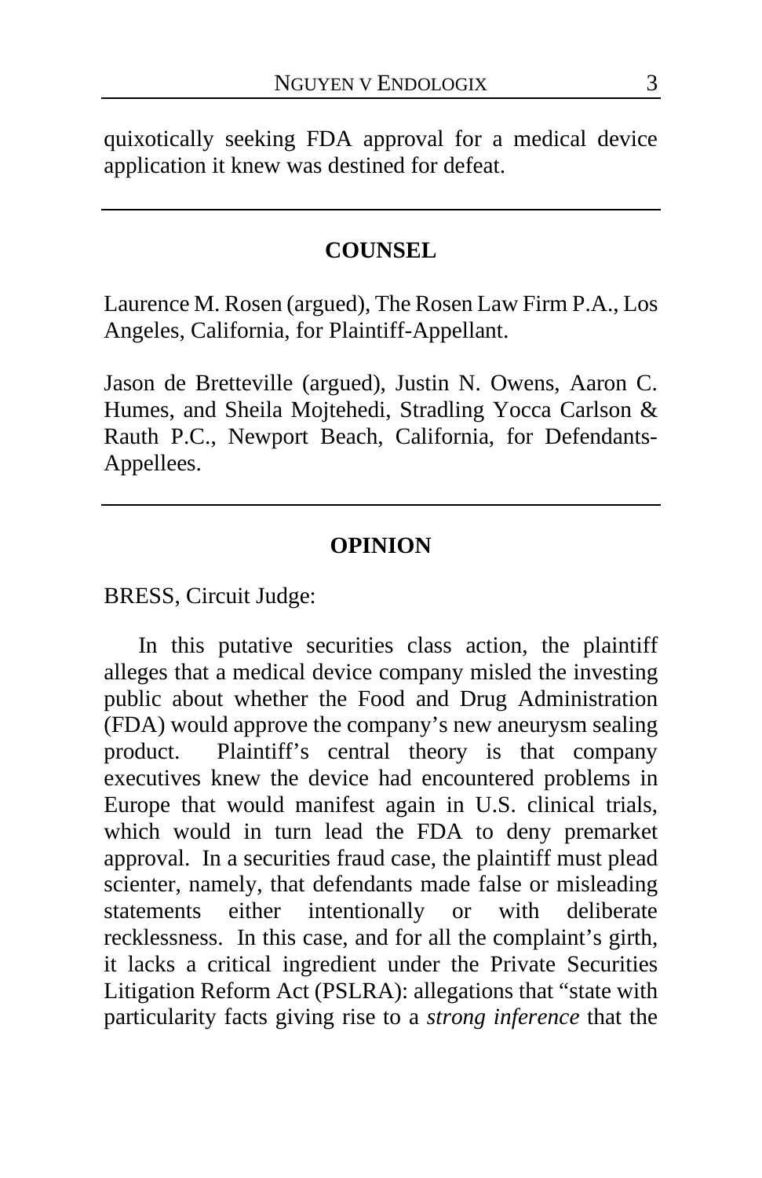quixotically seeking FDA approval for a medical device application it knew was destined for defeat.

---

## COUNSEL

Laurence M. Rosen (argued), The Rosen Law Firm P.A., Los Angeles, California, for Plaintiff-Appellant.

Jason de Bretteville (argued), Justin N. Owens, Aaron C. Humes, and Sheila Mojtehedi, Stradling Yocca Carlson & Rauth P.C., Newport Beach, California, for Defendants-Appellees.

---

## OPINION

BRESS, Circuit Judge:

In this putative securities class action, the plaintiff alleges that a medical device company misled the investing public about whether the Food and Drug Administration (FDA) would approve the company's new aneurysm sealing product. Plaintiff's central theory is that company executives knew the device had encountered problems in Europe that would manifest again in U.S. clinical trials, which would in turn lead the FDA to deny premarket approval. In a securities fraud case, the plaintiff must plead scienter, namely, that defendants made false or misleading statements either intentionally or with deliberate recklessness. In this case, and for all the complaint's girth, it lacks a critical ingredient under the Private Securities Litigation Reform Act (PSLRA): allegations that "state with particularity facts giving rise to a *strong inference* that the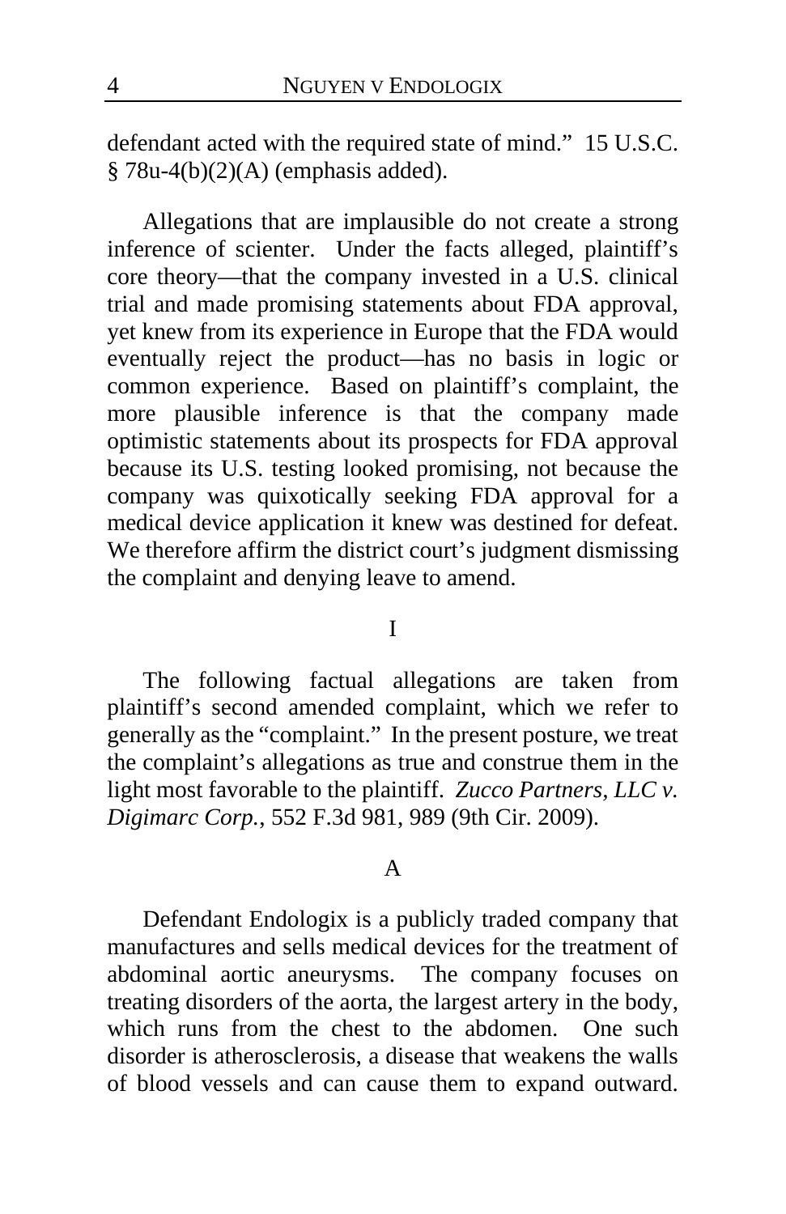defendant acted with the required state of mind." 15 U.S.C. § 78u-4(b)(2)(A) (emphasis added).

Allegations that are implausible do not create a strong inference of scienter. Under the facts alleged, plaintiff's core theory—that the company invested in a U.S. clinical trial and made promising statements about FDA approval, yet knew from its experience in Europe that the FDA would eventually reject the product—has no basis in logic or common experience. Based on plaintiff's complaint, the more plausible inference is that the company made optimistic statements about its prospects for FDA approval because its U.S. testing looked promising, not because the company was quixotically seeking FDA approval for a medical device application it knew was destined for defeat. We therefore affirm the district court's judgment dismissing the complaint and denying leave to amend.

## I

The following factual allegations are taken from plaintiff's second amended complaint, which we refer to generally as the "complaint." In the present posture, we treat the complaint's allegations as true and construe them in the light most favorable to the plaintiff. *Zucco Partners, LLC v. Digimarc Corp.*, 552 F.3d 981, 989 (9th Cir. 2009).

### A

Defendant Endologix is a publicly traded company that manufactures and sells medical devices for the treatment of abdominal aortic aneurysms. The company focuses on treating disorders of the aorta, the largest artery in the body, which runs from the chest to the abdomen. One such disorder is atherosclerosis, a disease that weakens the walls of blood vessels and can cause them to expand outward.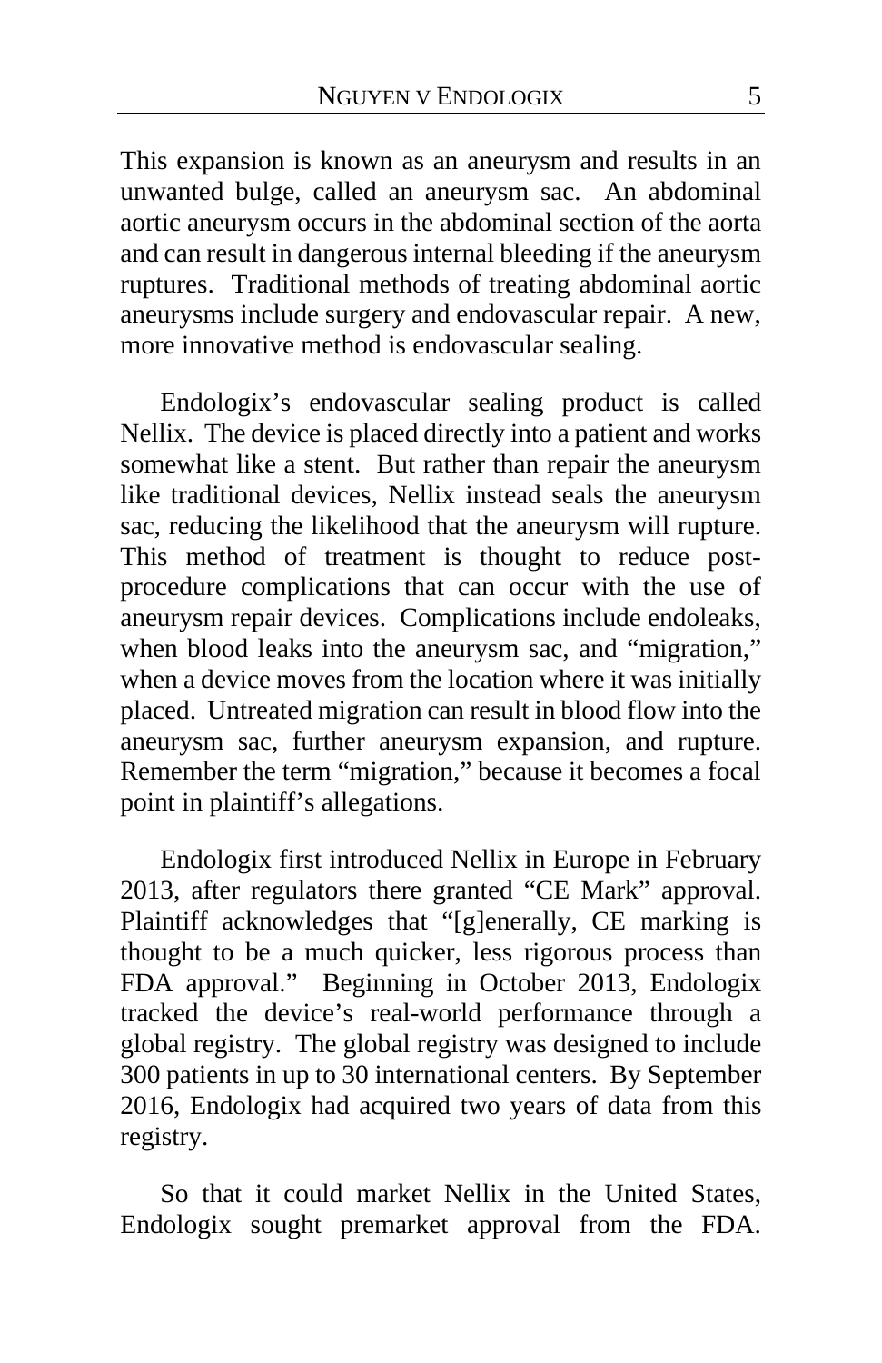This expansion is known as an aneurysm and results in an unwanted bulge, called an aneurysm sac. An abdominal aortic aneurysm occurs in the abdominal section of the aorta and can result in dangerous internal bleeding if the aneurysm ruptures. Traditional methods of treating abdominal aortic aneurysms include surgery and endovascular repair. A new, more innovative method is endovascular sealing.

Endologix's endovascular sealing product is called Nellix. The device is placed directly into a patient and works somewhat like a stent. But rather than repair the aneurysm like traditional devices, Nellix instead seals the aneurysm sac, reducing the likelihood that the aneurysm will rupture. This method of treatment is thought to reduce post-procedure complications that can occur with the use of aneurysm repair devices. Complications include endoleaks, when blood leaks into the aneurysm sac, and "migration," when a device moves from the location where it was initially placed. Untreated migration can result in blood flow into the aneurysm sac, further aneurysm expansion, and rupture. Remember the term "migration," because it becomes a focal point in plaintiff's allegations.

Endologix first introduced Nellix in Europe in February 2013, after regulators there granted "CE Mark" approval. Plaintiff acknowledges that "[g]enerally, CE marking is thought to be a much quicker, less rigorous process than FDA approval." Beginning in October 2013, Endologix tracked the device's real-world performance through a global registry. The global registry was designed to include 300 patients in up to 30 international centers. By September 2016, Endologix had acquired two years of data from this registry.

So that it could market Nellix in the United States, Endologix sought premarket approval from the FDA.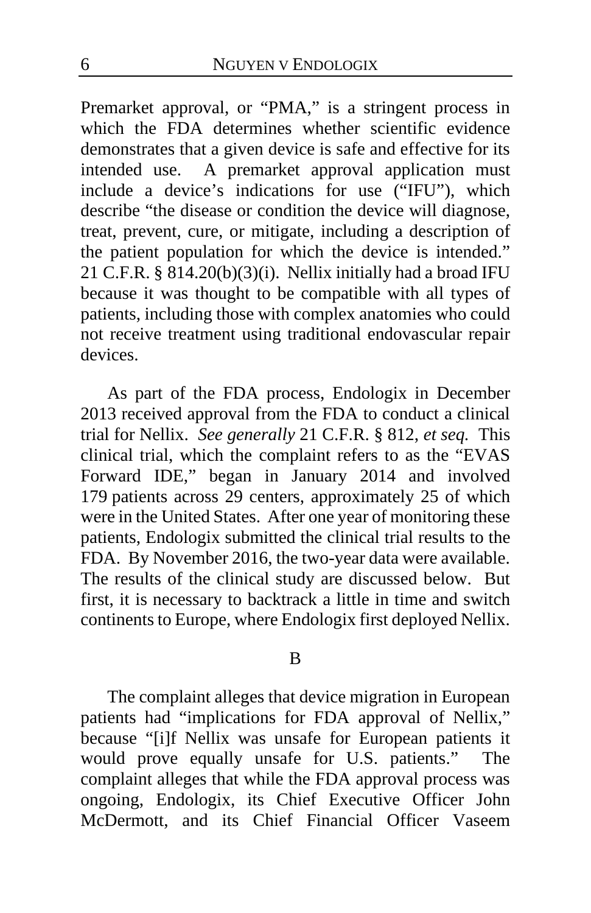Premarket approval, or "PMA," is a stringent process in which the FDA determines whether scientific evidence demonstrates that a given device is safe and effective for its intended use. A premarket approval application must include a device's indications for use ("IFU"), which describe "the disease or condition the device will diagnose, treat, prevent, cure, or mitigate, including a description of the patient population for which the device is intended." 21 C.F.R. § 814.20(b)(3)(i). Nellix initially had a broad IFU because it was thought to be compatible with all types of patients, including those with complex anatomies who could not receive treatment using traditional endovascular repair devices.

As part of the FDA process, Endologix in December 2013 received approval from the FDA to conduct a clinical trial for Nellix. *See generally* 21 C.F.R. § 812, *et seq.* This clinical trial, which the complaint refers to as the "EVAS Forward IDE," began in January 2014 and involved 179 patients across 29 centers, approximately 25 of which were in the United States. After one year of monitoring these patients, Endologix submitted the clinical trial results to the FDA. By November 2016, the two-year data were available. The results of the clinical study are discussed below. But first, it is necessary to backtrack a little in time and switch continents to Europe, where Endologix first deployed Nellix.

## B

The complaint alleges that device migration in European patients had "implications for FDA approval of Nellix," because "[i]f Nellix was unsafe for European patients it would prove equally unsafe for U.S. patients." The complaint alleges that while the FDA approval process was ongoing, Endologix, its Chief Executive Officer John McDermott, and its Chief Financial Officer Vaseem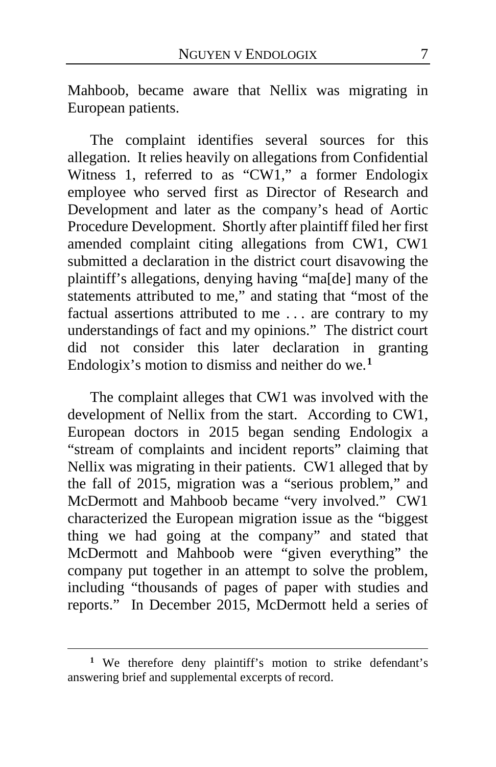Mahboob, became aware that Nellix was migrating in European patients.

The complaint identifies several sources for this allegation. It relies heavily on allegations from Confidential Witness 1, referred to as "CW1," a former Endologix employee who served first as Director of Research and Development and later as the company's head of Aortic Procedure Development. Shortly after plaintiff filed her first amended complaint citing allegations from CW1, CW1 submitted a declaration in the district court disavowing the plaintiff's allegations, denying having "ma[de] many of the statements attributed to me," and stating that "most of the factual assertions attributed to me . . . are contrary to my understandings of fact and my opinions." The district court did not consider this later declaration in granting Endologix's motion to dismiss and neither do we.[1]

The complaint alleges that CW1 was involved with the development of Nellix from the start. According to CW1, European doctors in 2015 began sending Endologix a "stream of complaints and incident reports" claiming that Nellix was migrating in their patients. CW1 alleged that by the fall of 2015, migration was a "serious problem," and McDermott and Mahboob became "very involved." CW1 characterized the European migration issue as the "biggest thing we had going at the company" and stated that McDermott and Mahboob were "given everything" the company put together in an attempt to solve the problem, including "thousands of pages of paper with studies and reports." In December 2015, McDermott held a series of

[1] We therefore deny plaintiff's motion to strike defendant's answering brief and supplemental excerpts of record.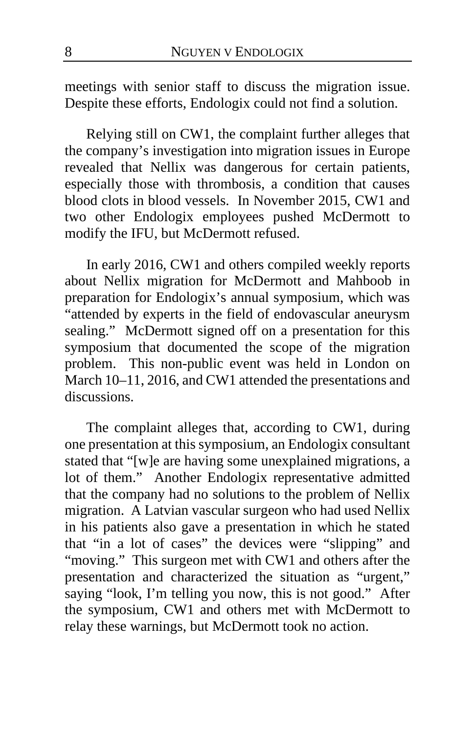meetings with senior staff to discuss the migration issue. Despite these efforts, Endologix could not find a solution.

Relying still on CW1, the complaint further alleges that the company's investigation into migration issues in Europe revealed that Nellix was dangerous for certain patients, especially those with thrombosis, a condition that causes blood clots in blood vessels. In November 2015, CW1 and two other Endologix employees pushed McDermott to modify the IFU, but McDermott refused.

In early 2016, CW1 and others compiled weekly reports about Nellix migration for McDermott and Mahboob in preparation for Endologix's annual symposium, which was "attended by experts in the field of endovascular aneurysm sealing." McDermott signed off on a presentation for this symposium that documented the scope of the migration problem. This non-public event was held in London on March 10–11, 2016, and CW1 attended the presentations and discussions.

The complaint alleges that, according to CW1, during one presentation at this symposium, an Endologix consultant stated that "[w]e are having some unexplained migrations, a lot of them." Another Endologix representative admitted that the company had no solutions to the problem of Nellix migration. A Latvian vascular surgeon who had used Nellix in his patients also gave a presentation in which he stated that "in a lot of cases" the devices were "slipping" and "moving." This surgeon met with CW1 and others after the presentation and characterized the situation as "urgent," saying "look, I'm telling you now, this is not good." After the symposium, CW1 and others met with McDermott to relay these warnings, but McDermott took no action.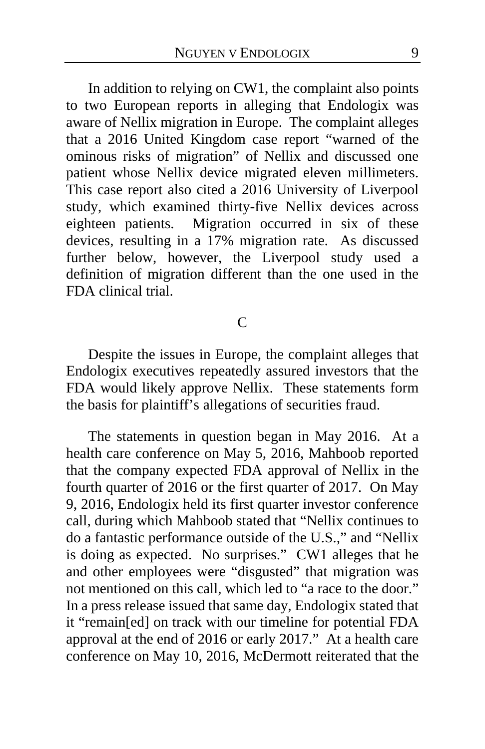In addition to relying on CW1, the complaint also points to two European reports in alleging that Endologix was aware of Nellix migration in Europe. The complaint alleges that a 2016 United Kingdom case report "warned of the ominous risks of migration" of Nellix and discussed one patient whose Nellix device migrated eleven millimeters. This case report also cited a 2016 University of Liverpool study, which examined thirty-five Nellix devices across eighteen patients. Migration occurred in six of these devices, resulting in a 17% migration rate. As discussed further below, however, the Liverpool study used a definition of migration different than the one used in the FDA clinical trial.

## C

Despite the issues in Europe, the complaint alleges that Endologix executives repeatedly assured investors that the FDA would likely approve Nellix. These statements form the basis for plaintiff's allegations of securities fraud.

The statements in question began in May 2016. At a health care conference on May 5, 2016, Mahboob reported that the company expected FDA approval of Nellix in the fourth quarter of 2016 or the first quarter of 2017. On May 9, 2016, Endologix held its first quarter investor conference call, during which Mahboob stated that "Nellix continues to do a fantastic performance outside of the U.S.," and "Nellix is doing as expected. No surprises." CW1 alleges that he and other employees were "disgusted" that migration was not mentioned on this call, which led to "a race to the door." In a press release issued that same day, Endologix stated that it "remain[ed] on track with our timeline for potential FDA approval at the end of 2016 or early 2017." At a health care conference on May 10, 2016, McDermott reiterated that the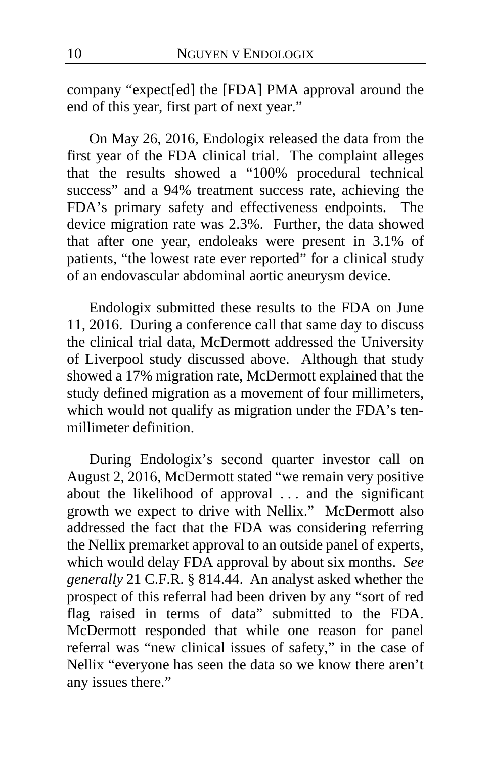company "expect[ed] the [FDA] PMA approval around the end of this year, first part of next year."

On May 26, 2016, Endologix released the data from the first year of the FDA clinical trial. The complaint alleges that the results showed a "100% procedural technical success" and a 94% treatment success rate, achieving the FDA's primary safety and effectiveness endpoints. The device migration rate was 2.3%. Further, the data showed that after one year, endoleaks were present in 3.1% of patients, "the lowest rate ever reported" for a clinical study of an endovascular abdominal aortic aneurysm device.

Endologix submitted these results to the FDA on June 11, 2016. During a conference call that same day to discuss the clinical trial data, McDermott addressed the University of Liverpool study discussed above. Although that study showed a 17% migration rate, McDermott explained that the study defined migration as a movement of four millimeters, which would not qualify as migration under the FDA's ten-millimeter definition.

During Endologix's second quarter investor call on August 2, 2016, McDermott stated "we remain very positive about the likelihood of approval . . . and the significant growth we expect to drive with Nellix." McDermott also addressed the fact that the FDA was considering referring the Nellix premarket approval to an outside panel of experts, which would delay FDA approval by about six months. *See generally* 21 C.F.R. § 814.44. An analyst asked whether the prospect of this referral had been driven by any "sort of red flag raised in terms of data" submitted to the FDA. McDermott responded that while one reason for panel referral was "new clinical issues of safety," in the case of Nellix "everyone has seen the data so we know there aren't any issues there."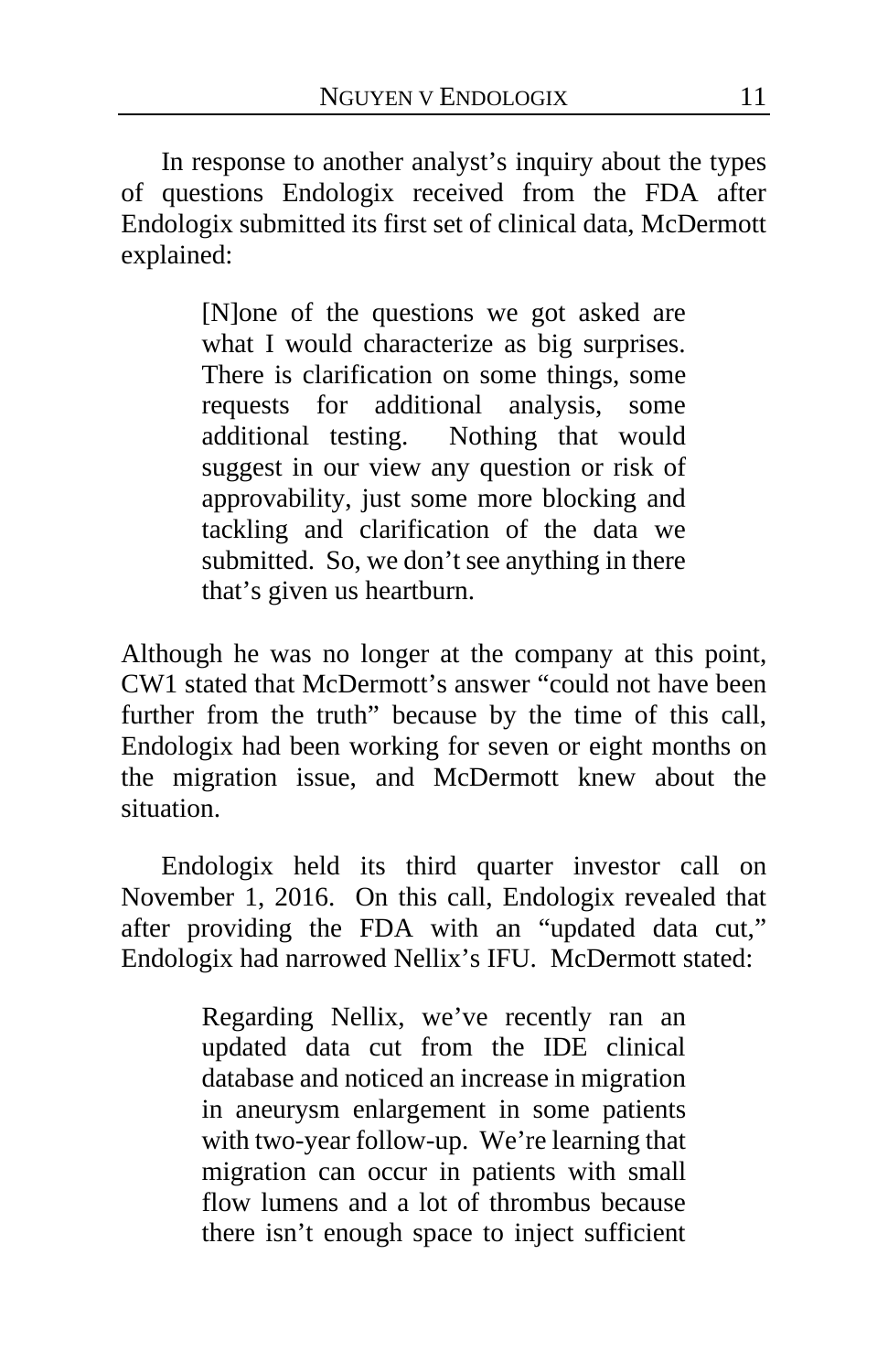In response to another analyst's inquiry about the types of questions Endologix received from the FDA after Endologix submitted its first set of clinical data, McDermott explained:

> [N]one of the questions we got asked are what I would characterize as big surprises. There is clarification on some things, some requests for additional analysis, some additional testing. Nothing that would suggest in our view any question or risk of approvability, just some more blocking and tackling and clarification of the data we submitted. So, we don't see anything in there that's given us heartburn.

Although he was no longer at the company at this point, CW1 stated that McDermott's answer "could not have been further from the truth" because by the time of this call, Endologix had been working for seven or eight months on the migration issue, and McDermott knew about the situation.

Endologix held its third quarter investor call on November 1, 2016. On this call, Endologix revealed that after providing the FDA with an "updated data cut," Endologix had narrowed Nellix's IFU. McDermott stated:

> Regarding Nellix, we've recently ran an updated data cut from the IDE clinical database and noticed an increase in migration in aneurysm enlargement in some patients with two-year follow-up. We're learning that migration can occur in patients with small flow lumens and a lot of thrombus because there isn't enough space to inject sufficient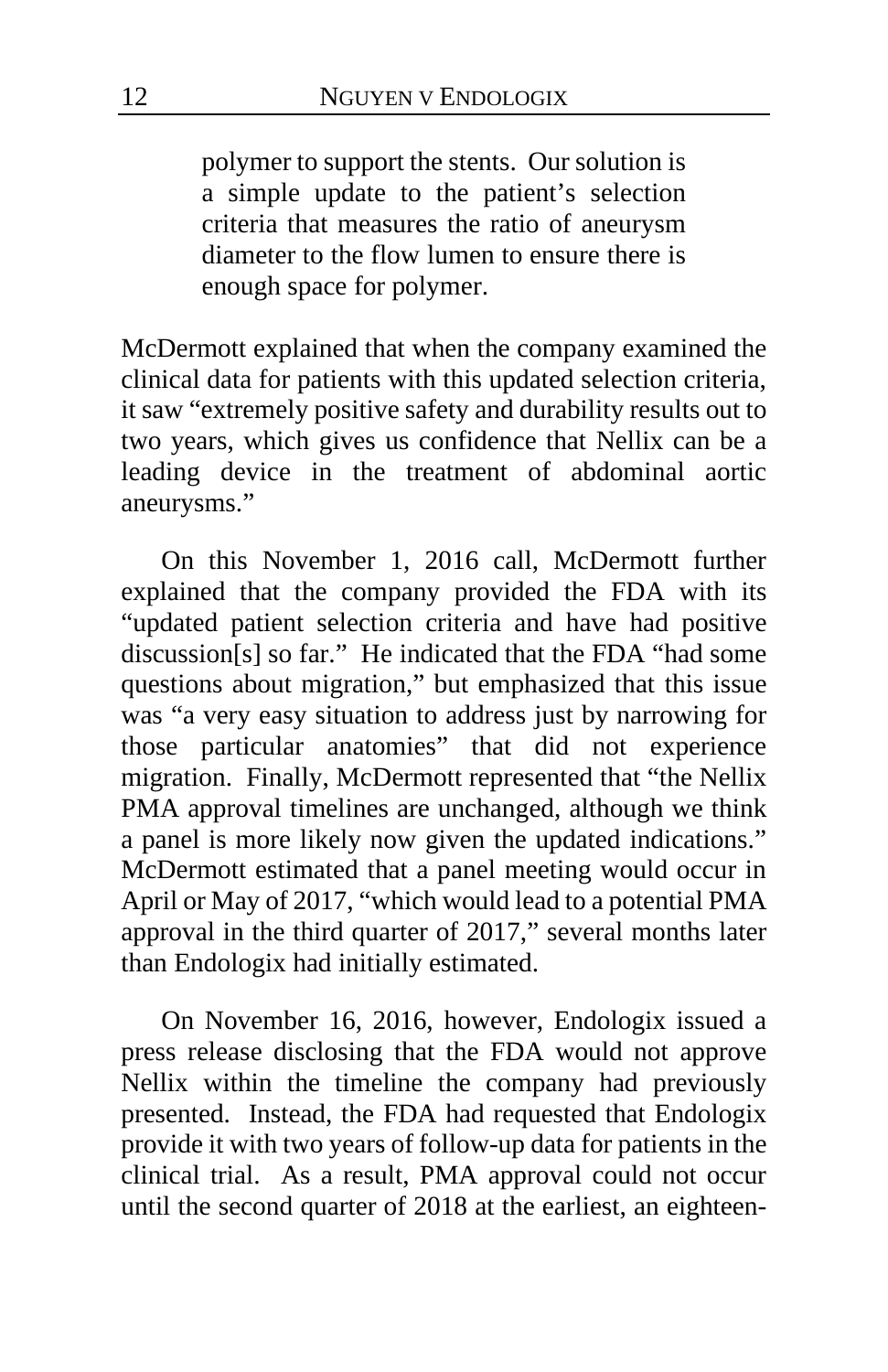> polymer to support the stents. Our solution is a simple update to the patient's selection criteria that measures the ratio of aneurysm diameter to the flow lumen to ensure there is enough space for polymer.

McDermott explained that when the company examined the clinical data for patients with this updated selection criteria, it saw "extremely positive safety and durability results out to two years, which gives us confidence that Nellix can be a leading device in the treatment of abdominal aortic aneurysms."

On this November 1, 2016 call, McDermott further explained that the company provided the FDA with its "updated patient selection criteria and have had positive discussion[s] so far." He indicated that the FDA "had some questions about migration," but emphasized that this issue was "a very easy situation to address just by narrowing for those particular anatomies" that did not experience migration. Finally, McDermott represented that "the Nellix PMA approval timelines are unchanged, although we think a panel is more likely now given the updated indications." McDermott estimated that a panel meeting would occur in April or May of 2017, "which would lead to a potential PMA approval in the third quarter of 2017," several months later than Endologix had initially estimated.

On November 16, 2016, however, Endologix issued a press release disclosing that the FDA would not approve Nellix within the timeline the company had previously presented. Instead, the FDA had requested that Endologix provide it with two years of follow-up data for patients in the clinical trial. As a result, PMA approval could not occur until the second quarter of 2018 at the earliest, an eighteen-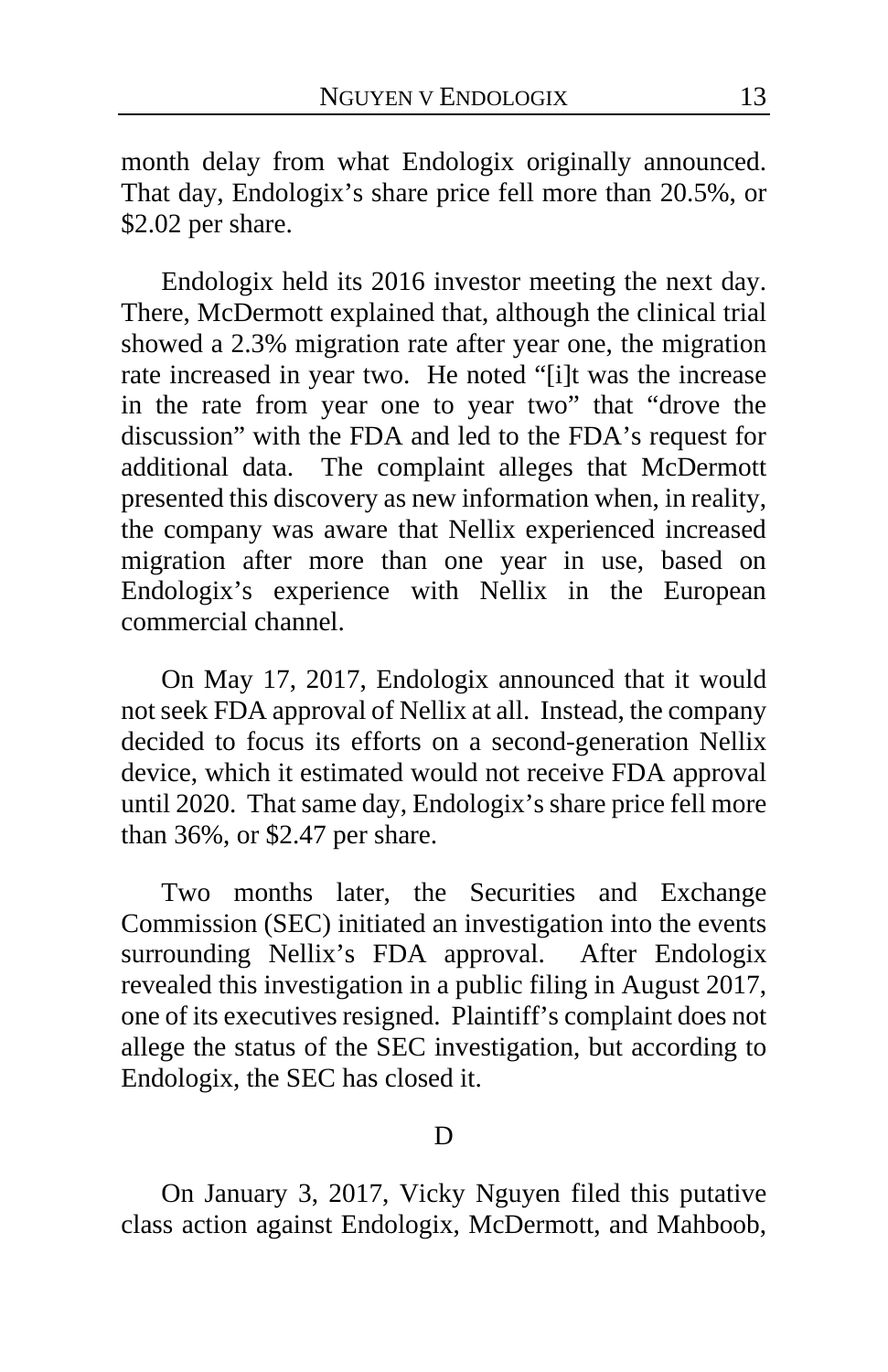month delay from what Endologix originally announced. That day, Endologix's share price fell more than 20.5%, or $2.02 per share.

Endologix held its 2016 investor meeting the next day. There, McDermott explained that, although the clinical trial showed a 2.3% migration rate after year one, the migration rate increased in year two. He noted "[i]t was the increase in the rate from year one to year two" that "drove the discussion" with the FDA and led to the FDA's request for additional data. The complaint alleges that McDermott presented this discovery as new information when, in reality, the company was aware that Nellix experienced increased migration after more than one year in use, based on Endologix's experience with Nellix in the European commercial channel.

On May 17, 2017, Endologix announced that it would not seek FDA approval of Nellix at all. Instead, the company decided to focus its efforts on a second-generation Nellix device, which it estimated would not receive FDA approval until 2020. That same day, Endologix's share price fell more than 36%, or $2.47 per share.

Two months later, the Securities and Exchange Commission (SEC) initiated an investigation into the events surrounding Nellix's FDA approval. After Endologix revealed this investigation in a public filing in August 2017, one of its executives resigned. Plaintiff's complaint does not allege the status of the SEC investigation, but according to Endologix, the SEC has closed it.

## D

On January 3, 2017, Vicky Nguyen filed this putative class action against Endologix, McDermott, and Mahboob,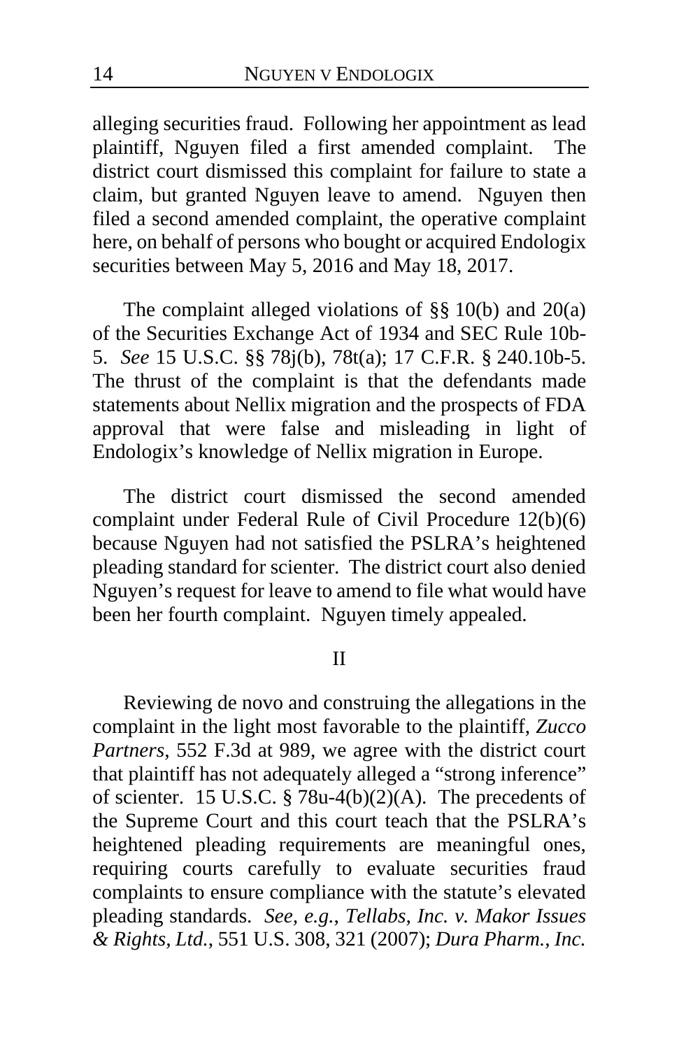alleging securities fraud. Following her appointment as lead plaintiff, Nguyen filed a first amended complaint. The district court dismissed this complaint for failure to state a claim, but granted Nguyen leave to amend. Nguyen then filed a second amended complaint, the operative complaint here, on behalf of persons who bought or acquired Endologix securities between May 5, 2016 and May 18, 2017.

The complaint alleged violations of §§ 10(b) and 20(a) of the Securities Exchange Act of 1934 and SEC Rule 10b-5. *See* 15 U.S.C. §§ 78j(b), 78t(a); 17 C.F.R. § 240.10b-5. The thrust of the complaint is that the defendants made statements about Nellix migration and the prospects of FDA approval that were false and misleading in light of Endologix's knowledge of Nellix migration in Europe.

The district court dismissed the second amended complaint under Federal Rule of Civil Procedure 12(b)(6) because Nguyen had not satisfied the PSLRA's heightened pleading standard for scienter. The district court also denied Nguyen's request for leave to amend to file what would have been her fourth complaint. Nguyen timely appealed.

## II

Reviewing de novo and construing the allegations in the complaint in the light most favorable to the plaintiff, *Zucco Partners*, 552 F.3d at 989, we agree with the district court that plaintiff has not adequately alleged a "strong inference" of scienter. 15 U.S.C. § 78u-4(b)(2)(A). The precedents of the Supreme Court and this court teach that the PSLRA's heightened pleading requirements are meaningful ones, requiring courts carefully to evaluate securities fraud complaints to ensure compliance with the statute's elevated pleading standards. *See, e.g.*, *Tellabs, Inc. v. Makor Issues & Rights, Ltd.*, 551 U.S. 308, 321 (2007); *Dura Pharm., Inc.*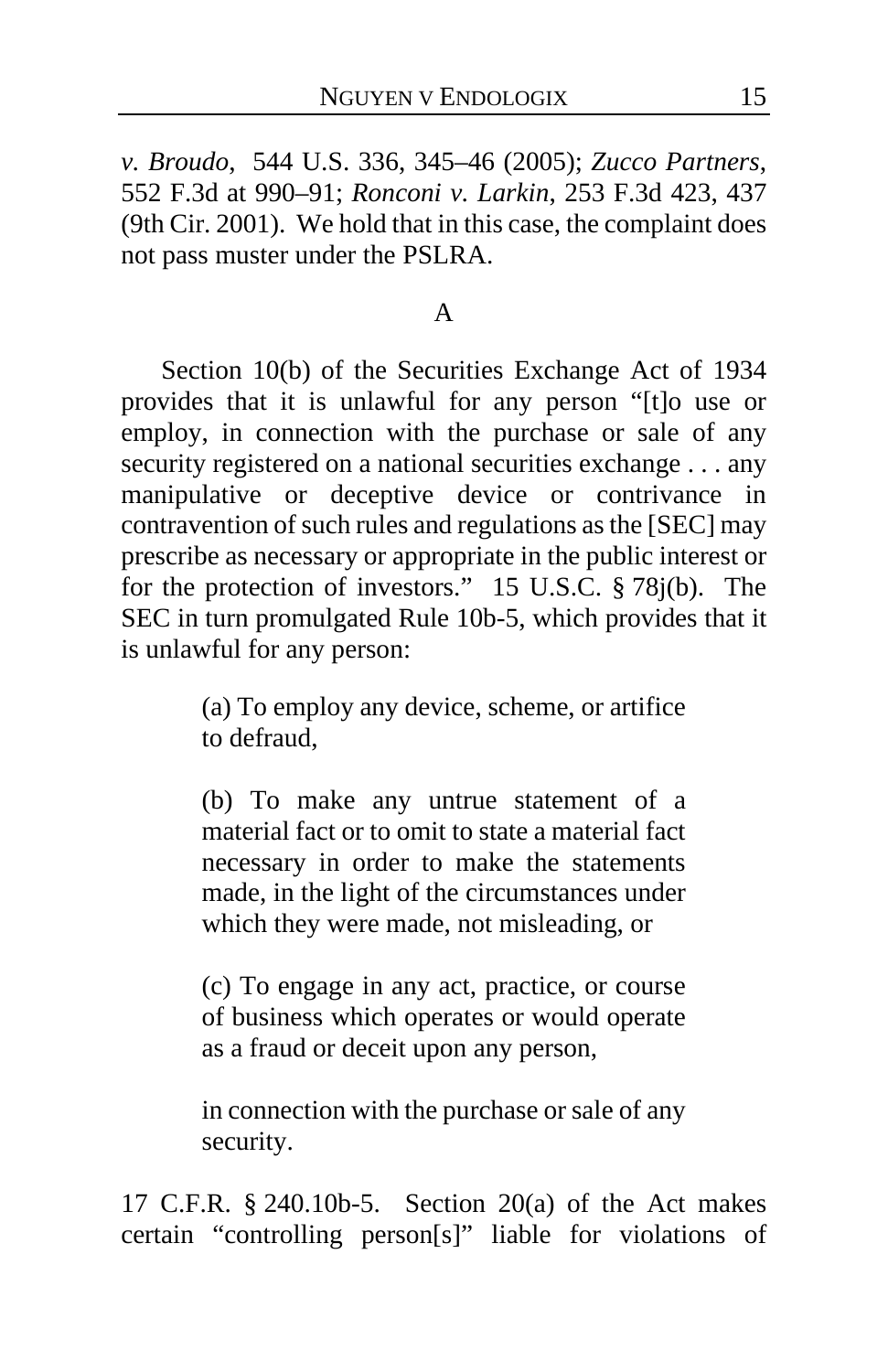*v. Broudo*, 544 U.S. 336, 345–46 (2005); *Zucco Partners*, 552 F.3d at 990–91; *Ronconi v. Larkin*, 253 F.3d 423, 437 (9th Cir. 2001). We hold that in this case, the complaint does not pass muster under the PSLRA.

### A

Section 10(b) of the Securities Exchange Act of 1934 provides that it is unlawful for any person "[t]o use or employ, in connection with the purchase or sale of any security registered on a national securities exchange . . . any manipulative or deceptive device or contrivance in contravention of such rules and regulations as the [SEC] may prescribe as necessary or appropriate in the public interest or for the protection of investors." 15 U.S.C. § 78j(b). The SEC in turn promulgated Rule 10b-5, which provides that it is unlawful for any person:

> (a) To employ any device, scheme, or artifice to defraud,
>
> (b) To make any untrue statement of a material fact or to omit to state a material fact necessary in order to make the statements made, in the light of the circumstances under which they were made, not misleading, or
>
> (c) To engage in any act, practice, or course of business which operates or would operate as a fraud or deceit upon any person,
>
> in connection with the purchase or sale of any security.

17 C.F.R. § 240.10b-5. Section 20(a) of the Act makes certain "controlling person[s]" liable for violations of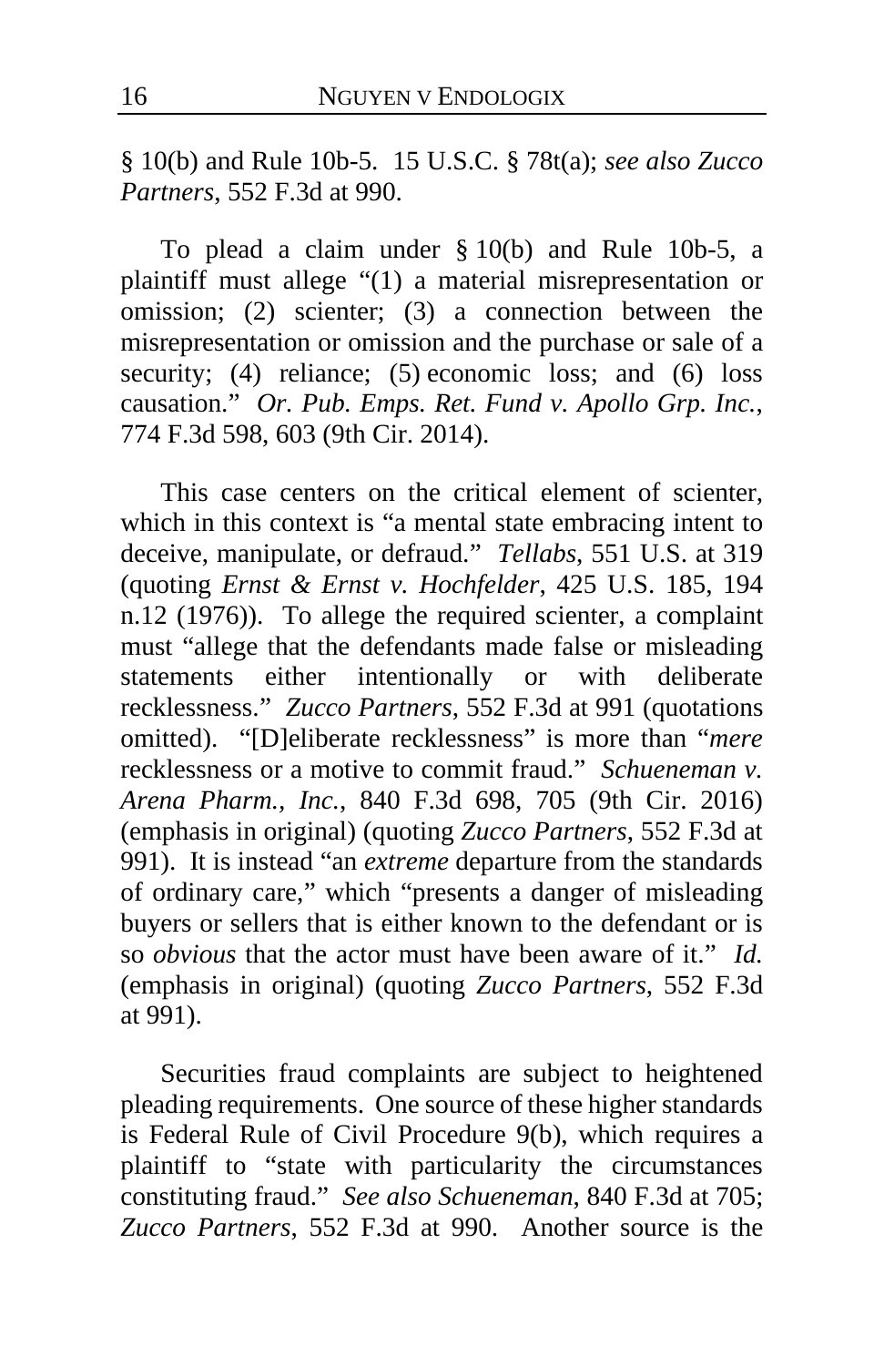§ 10(b) and Rule 10b-5. 15 U.S.C. § 78t(a); *see also Zucco Partners*, 552 F.3d at 990.

To plead a claim under § 10(b) and Rule 10b-5, a plaintiff must allege "(1) a material misrepresentation or omission; (2) scienter; (3) a connection between the misrepresentation or omission and the purchase or sale of a security; (4) reliance; (5) economic loss; and (6) loss causation." *Or. Pub. Emps. Ret. Fund v. Apollo Grp. Inc.*, 774 F.3d 598, 603 (9th Cir. 2014).

This case centers on the critical element of scienter, which in this context is "a mental state embracing intent to deceive, manipulate, or defraud." *Tellabs*, 551 U.S. at 319 (quoting *Ernst & Ernst v. Hochfelder*, 425 U.S. 185, 194 n.12 (1976)). To allege the required scienter, a complaint must "allege that the defendants made false or misleading statements either intentionally or with deliberate recklessness." *Zucco Partners*, 552 F.3d at 991 (quotations omitted). "[D]eliberate recklessness" is more than "*mere* recklessness or a motive to commit fraud." *Schueneman v. Arena Pharm., Inc.*, 840 F.3d 698, 705 (9th Cir. 2016) (emphasis in original) (quoting *Zucco Partners*, 552 F.3d at 991). It is instead "an *extreme* departure from the standards of ordinary care," which "presents a danger of misleading buyers or sellers that is either known to the defendant or is so *obvious* that the actor must have been aware of it." *Id.* (emphasis in original) (quoting *Zucco Partners*, 552 F.3d at 991).

Securities fraud complaints are subject to heightened pleading requirements. One source of these higher standards is Federal Rule of Civil Procedure 9(b), which requires a plaintiff to "state with particularity the circumstances constituting fraud." *See also Schueneman*, 840 F.3d at 705; *Zucco Partners*, 552 F.3d at 990. Another source is the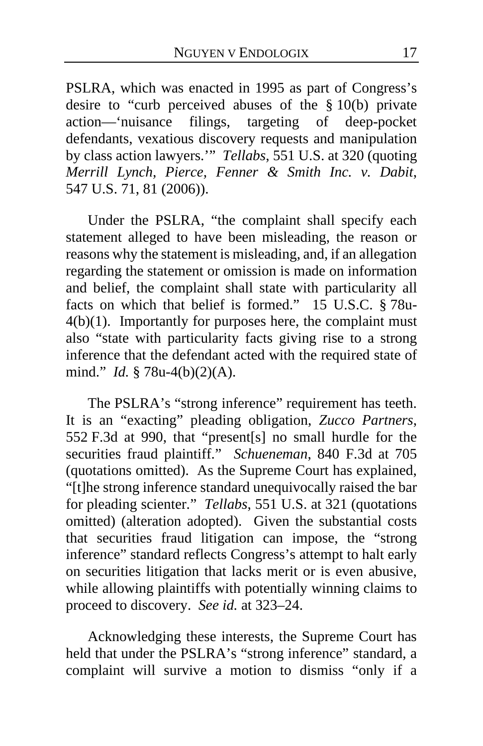PSLRA, which was enacted in 1995 as part of Congress's desire to "curb perceived abuses of the § 10(b) private action—'nuisance filings, targeting of deep-pocket defendants, vexatious discovery requests and manipulation by class action lawyers.'" *Tellabs*, 551 U.S. at 320 (quoting *Merrill Lynch, Pierce, Fenner & Smith Inc. v. Dabit*, 547 U.S. 71, 81 (2006)).

Under the PSLRA, "the complaint shall specify each statement alleged to have been misleading, the reason or reasons why the statement is misleading, and, if an allegation regarding the statement or omission is made on information and belief, the complaint shall state with particularity all facts on which that belief is formed." 15 U.S.C. § 78u-4(b)(1). Importantly for purposes here, the complaint must also "state with particularity facts giving rise to a strong inference that the defendant acted with the required state of mind." *Id.* § 78u-4(b)(2)(A).

The PSLRA's "strong inference" requirement has teeth. It is an "exacting" pleading obligation, *Zucco Partners*, 552 F.3d at 990, that "present[s] no small hurdle for the securities fraud plaintiff." *Schueneman*, 840 F.3d at 705 (quotations omitted). As the Supreme Court has explained, "[t]he strong inference standard unequivocally raised the bar for pleading scienter." *Tellabs*, 551 U.S. at 321 (quotations omitted) (alteration adopted). Given the substantial costs that securities fraud litigation can impose, the "strong inference" standard reflects Congress's attempt to halt early on securities litigation that lacks merit or is even abusive, while allowing plaintiffs with potentially winning claims to proceed to discovery. *See id.* at 323–24.

Acknowledging these interests, the Supreme Court has held that under the PSLRA's "strong inference" standard, a complaint will survive a motion to dismiss "only if a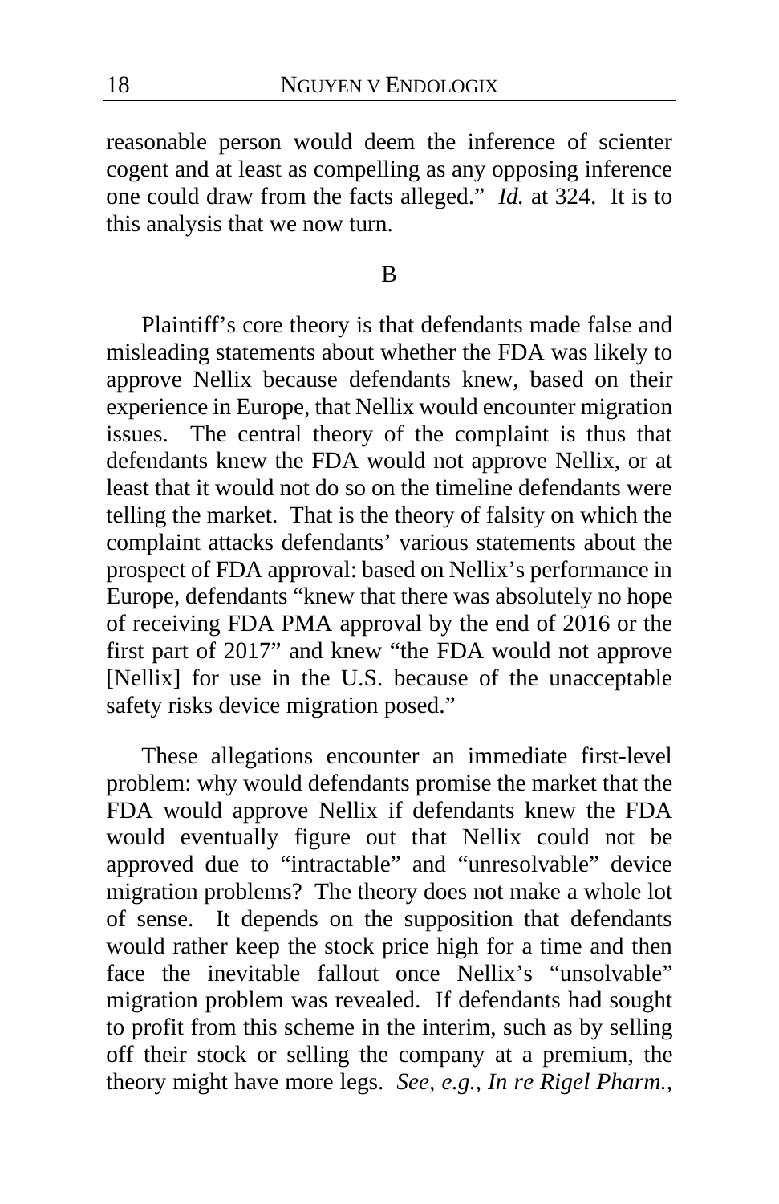reasonable person would deem the inference of scienter cogent and at least as compelling as any opposing inference one could draw from the facts alleged." *Id.* at 324. It is to this analysis that we now turn.

## B

Plaintiff's core theory is that defendants made false and misleading statements about whether the FDA was likely to approve Nellix because defendants knew, based on their experience in Europe, that Nellix would encounter migration issues. The central theory of the complaint is thus that defendants knew the FDA would not approve Nellix, or at least that it would not do so on the timeline defendants were telling the market. That is the theory of falsity on which the complaint attacks defendants' various statements about the prospect of FDA approval: based on Nellix's performance in Europe, defendants "knew that there was absolutely no hope of receiving FDA PMA approval by the end of 2016 or the first part of 2017" and knew "the FDA would not approve [Nellix] for use in the U.S. because of the unacceptable safety risks device migration posed."

These allegations encounter an immediate first-level problem: why would defendants promise the market that the FDA would approve Nellix if defendants knew the FDA would eventually figure out that Nellix could not be approved due to "intractable" and "unresolvable" device migration problems? The theory does not make a whole lot of sense. It depends on the supposition that defendants would rather keep the stock price high for a time and then face the inevitable fallout once Nellix's "unsolvable" migration problem was revealed. If defendants had sought to profit from this scheme in the interim, such as by selling off their stock or selling the company at a premium, the theory might have more legs. *See, e.g., In re Rigel Pharm.,*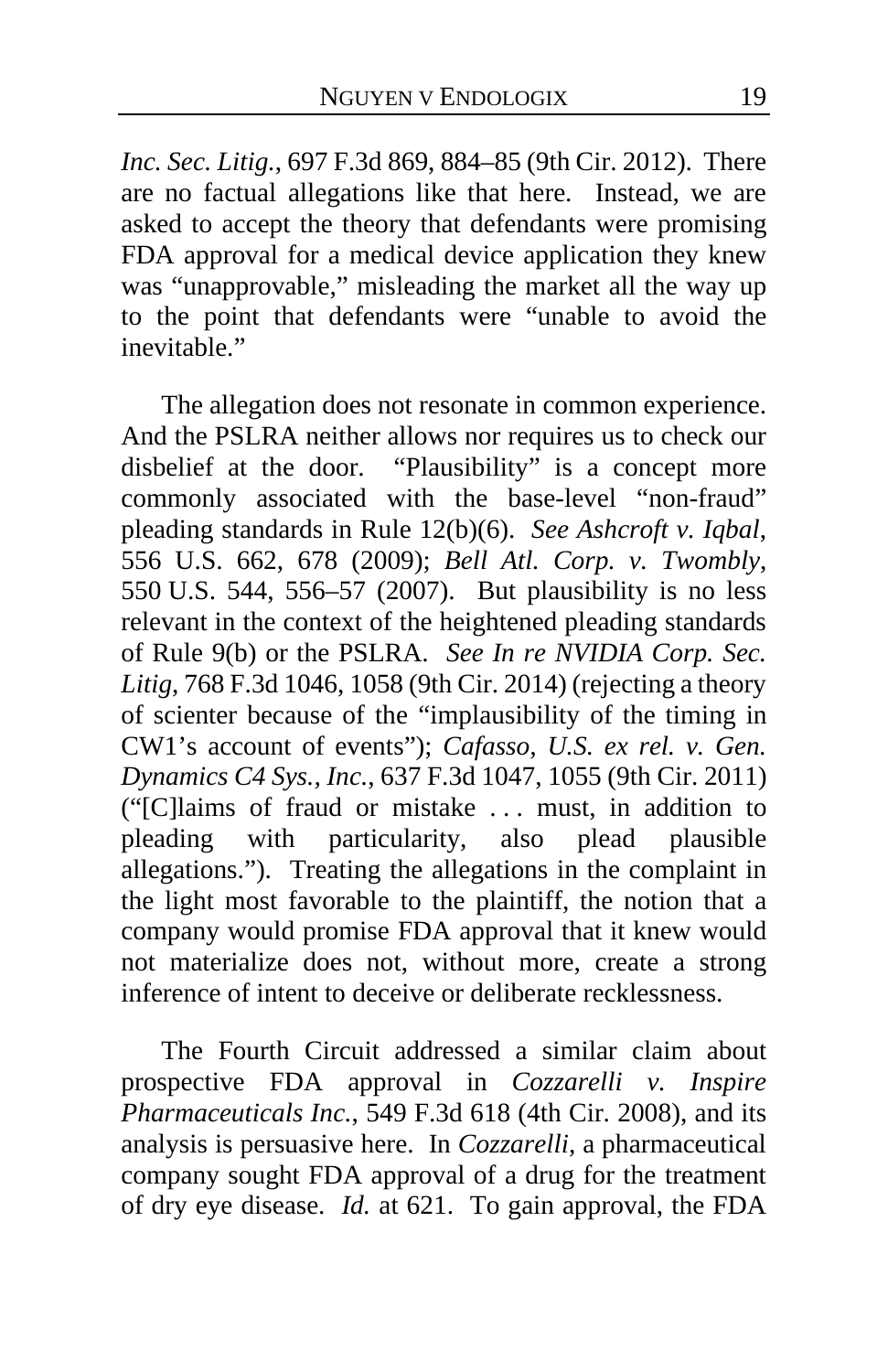*Inc. Sec. Litig.*, 697 F.3d 869, 884–85 (9th Cir. 2012). There are no factual allegations like that here. Instead, we are asked to accept the theory that defendants were promising FDA approval for a medical device application they knew was "unapprovable," misleading the market all the way up to the point that defendants were "unable to avoid the inevitable."

The allegation does not resonate in common experience. And the PSLRA neither allows nor requires us to check our disbelief at the door. "Plausibility" is a concept more commonly associated with the base-level "non-fraud" pleading standards in Rule 12(b)(6). *See Ashcroft v. Iqbal*, 556 U.S. 662, 678 (2009); *Bell Atl. Corp. v. Twombly*, 550 U.S. 544, 556–57 (2007). But plausibility is no less relevant in the context of the heightened pleading standards of Rule 9(b) or the PSLRA. *See In re NVIDIA Corp. Sec. Litig*, 768 F.3d 1046, 1058 (9th Cir. 2014) (rejecting a theory of scienter because of the "implausibility of the timing in CW1's account of events"); *Cafasso, U.S. ex rel. v. Gen. Dynamics C4 Sys., Inc.*, 637 F.3d 1047, 1055 (9th Cir. 2011) ("[C]laims of fraud or mistake . . . must, in addition to pleading with particularity, also plead plausible allegations."). Treating the allegations in the complaint in the light most favorable to the plaintiff, the notion that a company would promise FDA approval that it knew would not materialize does not, without more, create a strong inference of intent to deceive or deliberate recklessness.

The Fourth Circuit addressed a similar claim about prospective FDA approval in *Cozzarelli v. Inspire Pharmaceuticals Inc.*, 549 F.3d 618 (4th Cir. 2008), and its analysis is persuasive here. In *Cozzarelli*, a pharmaceutical company sought FDA approval of a drug for the treatment of dry eye disease. *Id.* at 621. To gain approval, the FDA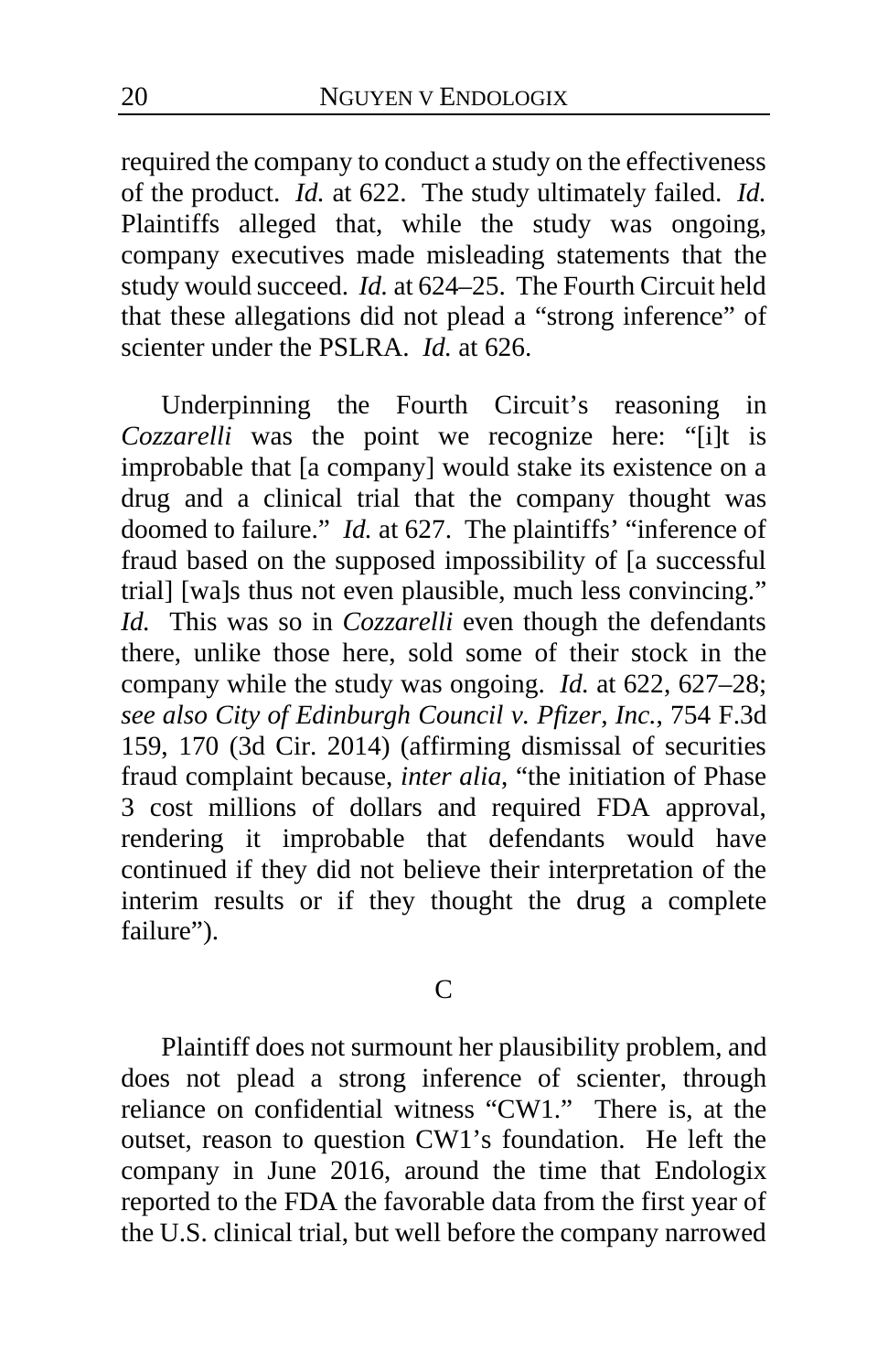required the company to conduct a study on the effectiveness of the product. *Id.* at 622. The study ultimately failed. *Id.* Plaintiffs alleged that, while the study was ongoing, company executives made misleading statements that the study would succeed. *Id.* at 624–25. The Fourth Circuit held that these allegations did not plead a "strong inference" of scienter under the PSLRA. *Id.* at 626.

Underpinning the Fourth Circuit's reasoning in *Cozzarelli* was the point we recognize here: "[i]t is improbable that [a company] would stake its existence on a drug and a clinical trial that the company thought was doomed to failure." *Id.* at 627. The plaintiffs' "inference of fraud based on the supposed impossibility of [a successful trial] [wa]s thus not even plausible, much less convincing." *Id.* This was so in *Cozzarelli* even though the defendants there, unlike those here, sold some of their stock in the company while the study was ongoing. *Id.* at 622, 627–28; *see also City of Edinburgh Council v. Pfizer, Inc.*, 754 F.3d 159, 170 (3d Cir. 2014) (affirming dismissal of securities fraud complaint because, *inter alia*, "the initiation of Phase 3 cost millions of dollars and required FDA approval, rendering it improbable that defendants would have continued if they did not believe their interpretation of the interim results or if they thought the drug a complete failure").

## C

Plaintiff does not surmount her plausibility problem, and does not plead a strong inference of scienter, through reliance on confidential witness "CW1." There is, at the outset, reason to question CW1's foundation. He left the company in June 2016, around the time that Endologix reported to the FDA the favorable data from the first year of the U.S. clinical trial, but well before the company narrowed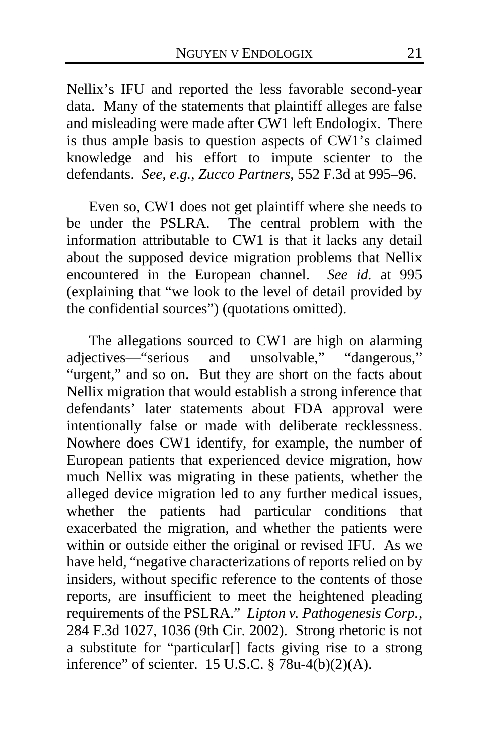Nellix's IFU and reported the less favorable second-year data. Many of the statements that plaintiff alleges are false and misleading were made after CW1 left Endologix. There is thus ample basis to question aspects of CW1's claimed knowledge and his effort to impute scienter to the defendants. *See, e.g.*, *Zucco Partners*, 552 F.3d at 995–96.

Even so, CW1 does not get plaintiff where she needs to be under the PSLRA. The central problem with the information attributable to CW1 is that it lacks any detail about the supposed device migration problems that Nellix encountered in the European channel. *See id.* at 995 (explaining that "we look to the level of detail provided by the confidential sources") (quotations omitted).

The allegations sourced to CW1 are high on alarming adjectives—"serious and unsolvable," "dangerous," "urgent," and so on. But they are short on the facts about Nellix migration that would establish a strong inference that defendants' later statements about FDA approval were intentionally false or made with deliberate recklessness. Nowhere does CW1 identify, for example, the number of European patients that experienced device migration, how much Nellix was migrating in these patients, whether the alleged device migration led to any further medical issues, whether the patients had particular conditions that exacerbated the migration, and whether the patients were within or outside either the original or revised IFU. As we have held, "negative characterizations of reports relied on by insiders, without specific reference to the contents of those reports, are insufficient to meet the heightened pleading requirements of the PSLRA." *Lipton v. Pathogenesis Corp.*, 284 F.3d 1027, 1036 (9th Cir. 2002). Strong rhetoric is not a substitute for "particular[] facts giving rise to a strong inference" of scienter. 15 U.S.C. § 78u-4(b)(2)(A).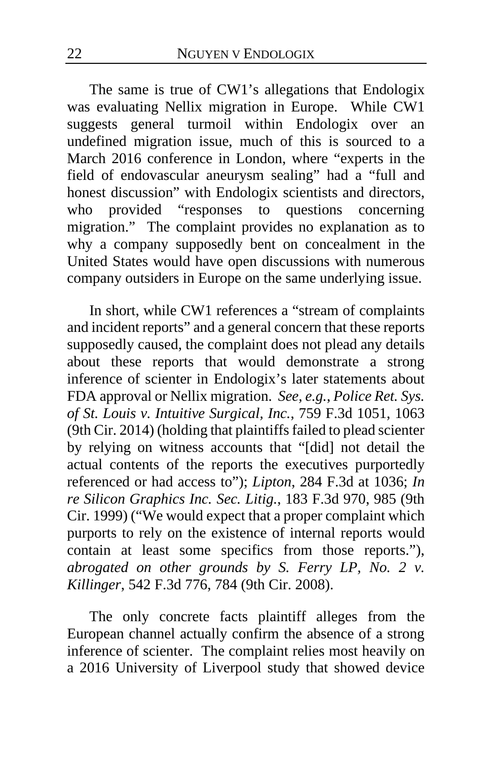The same is true of CW1's allegations that Endologix was evaluating Nellix migration in Europe. While CW1 suggests general turmoil within Endologix over an undefined migration issue, much of this is sourced to a March 2016 conference in London, where "experts in the field of endovascular aneurysm sealing" had a "full and honest discussion" with Endologix scientists and directors, who provided "responses to questions concerning migration." The complaint provides no explanation as to why a company supposedly bent on concealment in the United States would have open discussions with numerous company outsiders in Europe on the same underlying issue.

In short, while CW1 references a "stream of complaints and incident reports" and a general concern that these reports supposedly caused, the complaint does not plead any details about these reports that would demonstrate a strong inference of scienter in Endologix's later statements about FDA approval or Nellix migration. *See, e.g.*, *Police Ret. Sys. of St. Louis v. Intuitive Surgical, Inc.*, 759 F.3d 1051, 1063 (9th Cir. 2014) (holding that plaintiffs failed to plead scienter by relying on witness accounts that "[did] not detail the actual contents of the reports the executives purportedly referenced or had access to"); *Lipton*, 284 F.3d at 1036; *In re Silicon Graphics Inc. Sec. Litig.*, 183 F.3d 970, 985 (9th Cir. 1999) ("We would expect that a proper complaint which purports to rely on the existence of internal reports would contain at least some specifics from those reports."), *abrogated on other grounds by S. Ferry LP, No. 2 v. Killinger*, 542 F.3d 776, 784 (9th Cir. 2008).

The only concrete facts plaintiff alleges from the European channel actually confirm the absence of a strong inference of scienter. The complaint relies most heavily on a 2016 University of Liverpool study that showed device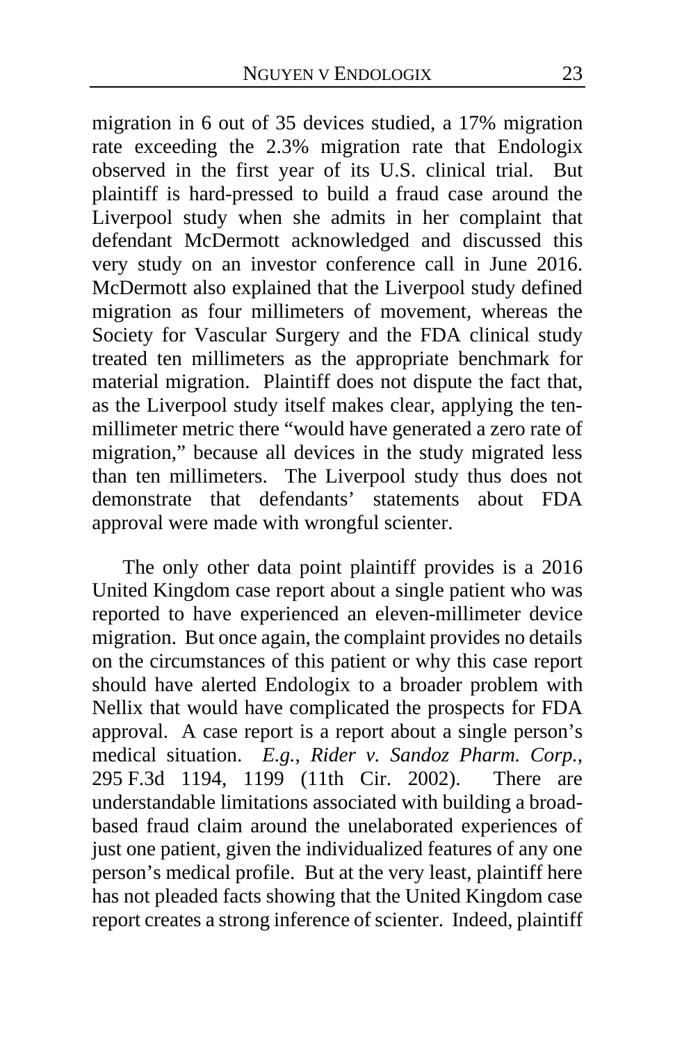migration in 6 out of 35 devices studied, a 17% migration rate exceeding the 2.3% migration rate that Endologix observed in the first year of its U.S. clinical trial. But plaintiff is hard-pressed to build a fraud case around the Liverpool study when she admits in her complaint that defendant McDermott acknowledged and discussed this very study on an investor conference call in June 2016. McDermott also explained that the Liverpool study defined migration as four millimeters of movement, whereas the Society for Vascular Surgery and the FDA clinical study treated ten millimeters as the appropriate benchmark for material migration. Plaintiff does not dispute the fact that, as the Liverpool study itself makes clear, applying the ten-millimeter metric there "would have generated a zero rate of migration," because all devices in the study migrated less than ten millimeters. The Liverpool study thus does not demonstrate that defendants' statements about FDA approval were made with wrongful scienter.

The only other data point plaintiff provides is a 2016 United Kingdom case report about a single patient who was reported to have experienced an eleven-millimeter device migration. But once again, the complaint provides no details on the circumstances of this patient or why this case report should have alerted Endologix to a broader problem with Nellix that would have complicated the prospects for FDA approval. A case report is a report about a single person's medical situation. *E.g.*, *Rider v. Sandoz Pharm. Corp.*, 295 F.3d 1194, 1199 (11th Cir. 2002). There are understandable limitations associated with building a broad-based fraud claim around the unelaborated experiences of just one patient, given the individualized features of any one person's medical profile. But at the very least, plaintiff here has not pleaded facts showing that the United Kingdom case report creates a strong inference of scienter. Indeed, plaintiff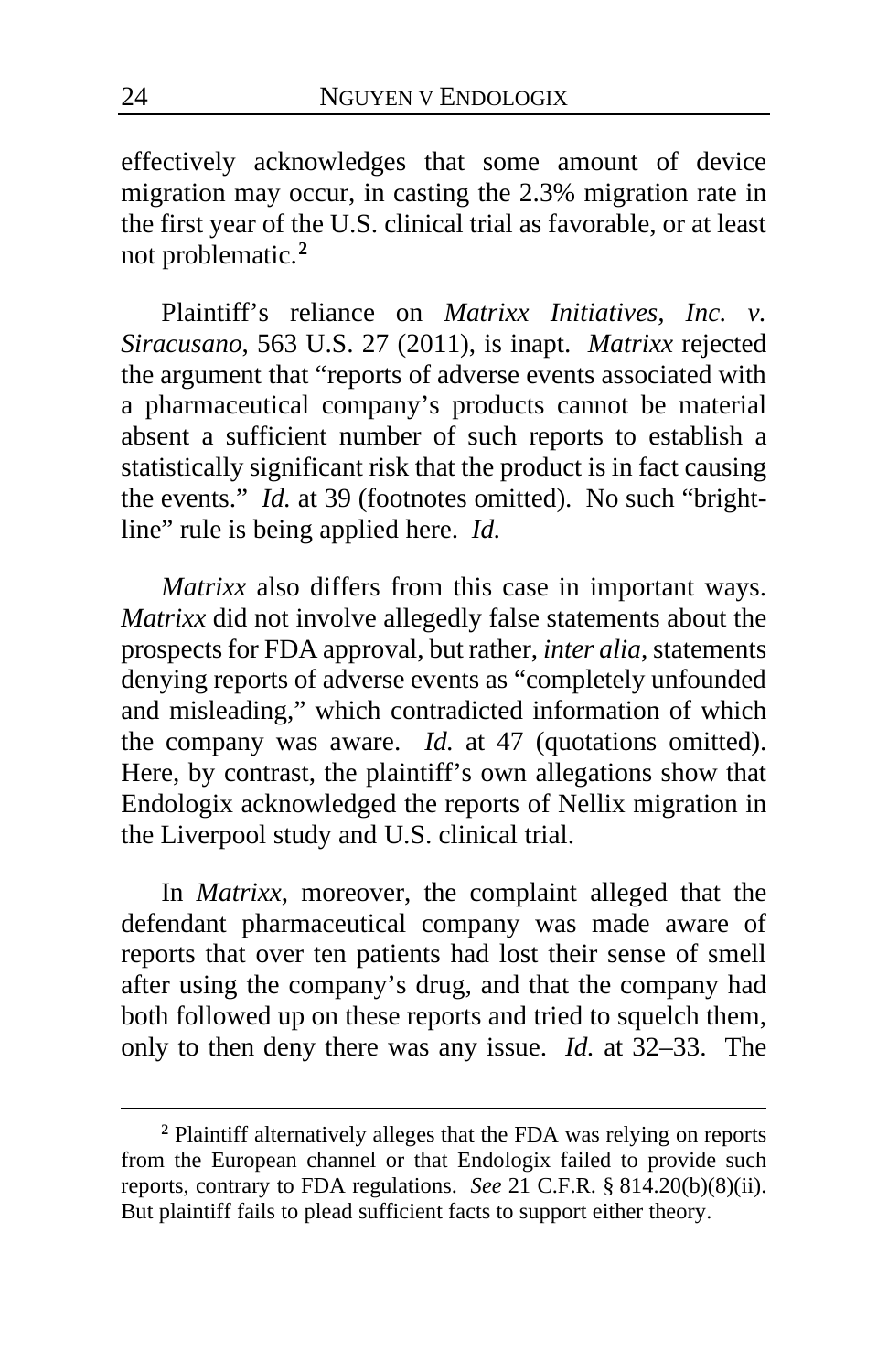effectively acknowledges that some amount of device migration may occur, in casting the 2.3% migration rate in the first year of the U.S. clinical trial as favorable, or at least not problematic.[2]

Plaintiff's reliance on *Matrixx Initiatives, Inc. v. Siracusano*, 563 U.S. 27 (2011), is inapt. *Matrixx* rejected the argument that "reports of adverse events associated with a pharmaceutical company's products cannot be material absent a sufficient number of such reports to establish a statistically significant risk that the product is in fact causing the events." *Id.* at 39 (footnotes omitted). No such "bright-line" rule is being applied here. *Id.*

*Matrixx* also differs from this case in important ways. *Matrixx* did not involve allegedly false statements about the prospects for FDA approval, but rather, *inter alia*, statements denying reports of adverse events as "completely unfounded and misleading," which contradicted information of which the company was aware. *Id.* at 47 (quotations omitted). Here, by contrast, the plaintiff's own allegations show that Endologix acknowledged the reports of Nellix migration in the Liverpool study and U.S. clinical trial.

In *Matrixx*, moreover, the complaint alleged that the defendant pharmaceutical company was made aware of reports that over ten patients had lost their sense of smell after using the company's drug, and that the company had both followed up on these reports and tried to squelch them, only to then deny there was any issue. *Id.* at 32–33. The

[2] Plaintiff alternatively alleges that the FDA was relying on reports from the European channel or that Endologix failed to provide such reports, contrary to FDA regulations. *See* 21 C.F.R. § 814.20(b)(8)(ii). But plaintiff fails to plead sufficient facts to support either theory.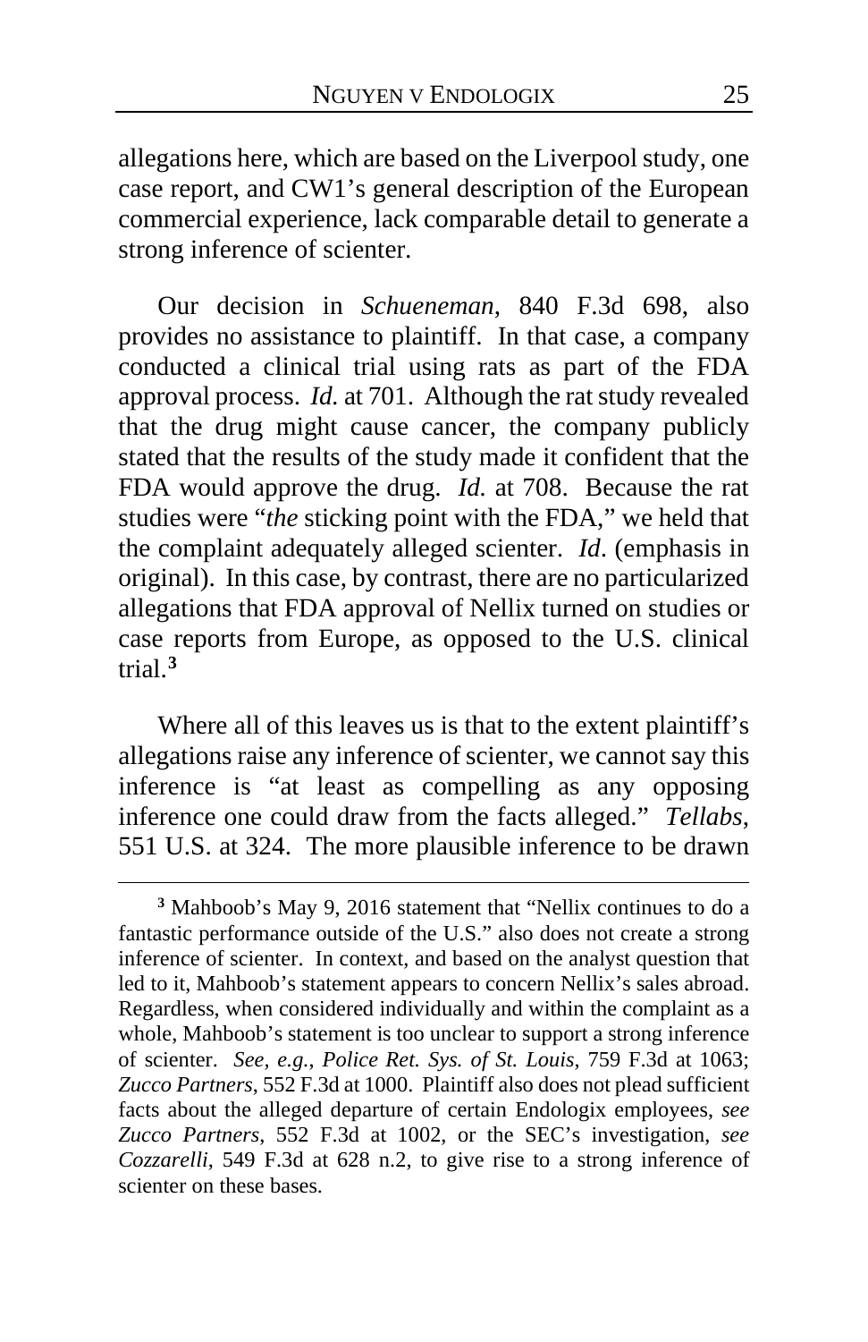allegations here, which are based on the Liverpool study, one case report, and CW1's general description of the European commercial experience, lack comparable detail to generate a strong inference of scienter.

Our decision in *Schueneman*, 840 F.3d 698, also provides no assistance to plaintiff. In that case, a company conducted a clinical trial using rats as part of the FDA approval process. *Id.* at 701. Although the rat study revealed that the drug might cause cancer, the company publicly stated that the results of the study made it confident that the FDA would approve the drug. *Id.* at 708. Because the rat studies were "*the* sticking point with the FDA," we held that the complaint adequately alleged scienter. *Id*. (emphasis in original). In this case, by contrast, there are no particularized allegations that FDA approval of Nellix turned on studies or case reports from Europe, as opposed to the U.S. clinical trial.[3]

Where all of this leaves us is that to the extent plaintiff's allegations raise any inference of scienter, we cannot say this inference is "at least as compelling as any opposing inference one could draw from the facts alleged." *Tellabs*, 551 U.S. at 324. The more plausible inference to be drawn

---

[3] Mahboob's May 9, 2016 statement that "Nellix continues to do a fantastic performance outside of the U.S." also does not create a strong inference of scienter. In context, and based on the analyst question that led to it, Mahboob's statement appears to concern Nellix's sales abroad. Regardless, when considered individually and within the complaint as a whole, Mahboob's statement is too unclear to support a strong inference of scienter. *See, e.g.*, *Police Ret. Sys. of St. Louis*, 759 F.3d at 1063; *Zucco Partners*, 552 F.3d at 1000. Plaintiff also does not plead sufficient facts about the alleged departure of certain Endologix employees, *see Zucco Partners*, 552 F.3d at 1002, or the SEC's investigation, *see Cozzarelli*, 549 F.3d at 628 n.2, to give rise to a strong inference of scienter on these bases.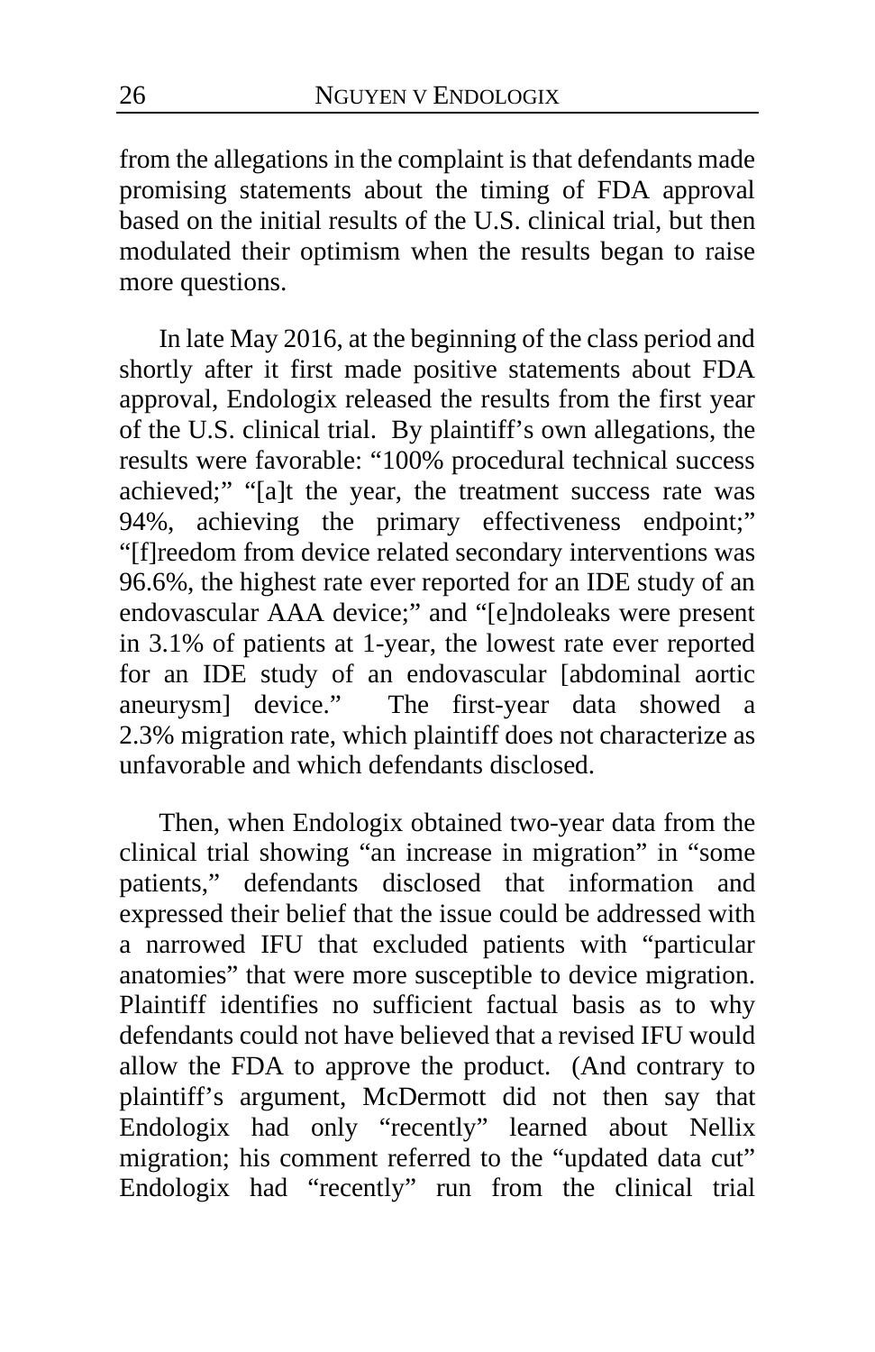from the allegations in the complaint is that defendants made promising statements about the timing of FDA approval based on the initial results of the U.S. clinical trial, but then modulated their optimism when the results began to raise more questions.

In late May 2016, at the beginning of the class period and shortly after it first made positive statements about FDA approval, Endologix released the results from the first year of the U.S. clinical trial. By plaintiff's own allegations, the results were favorable: "100% procedural technical success achieved;" "[a]t the year, the treatment success rate was 94%, achieving the primary effectiveness endpoint;" "[f]reedom from device related secondary interventions was 96.6%, the highest rate ever reported for an IDE study of an endovascular AAA device;" and "[e]ndoleaks were present in 3.1% of patients at 1-year, the lowest rate ever reported for an IDE study of an endovascular [abdominal aortic aneurysm] device." The first-year data showed a 2.3% migration rate, which plaintiff does not characterize as unfavorable and which defendants disclosed.

Then, when Endologix obtained two-year data from the clinical trial showing "an increase in migration" in "some patients," defendants disclosed that information and expressed their belief that the issue could be addressed with a narrowed IFU that excluded patients with "particular anatomies" that were more susceptible to device migration. Plaintiff identifies no sufficient factual basis as to why defendants could not have believed that a revised IFU would allow the FDA to approve the product. (And contrary to plaintiff's argument, McDermott did not then say that Endologix had only "recently" learned about Nellix migration; his comment referred to the "updated data cut" Endologix had "recently" run from the clinical trial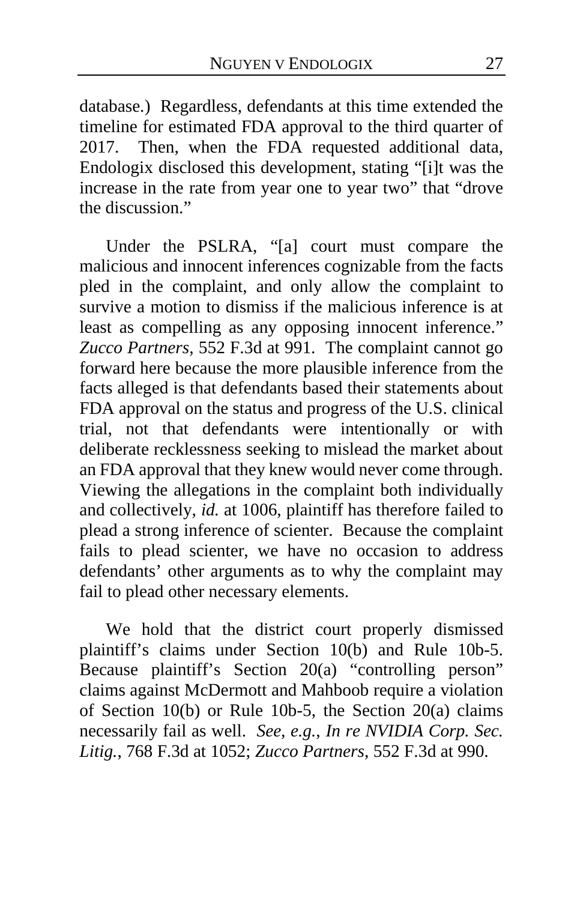database.) Regardless, defendants at this time extended the timeline for estimated FDA approval to the third quarter of 2017. Then, when the FDA requested additional data, Endologix disclosed this development, stating "[i]t was the increase in the rate from year one to year two" that "drove the discussion."

Under the PSLRA, "[a] court must compare the malicious and innocent inferences cognizable from the facts pled in the complaint, and only allow the complaint to survive a motion to dismiss if the malicious inference is at least as compelling as any opposing innocent inference." *Zucco Partners*, 552 F.3d at 991. The complaint cannot go forward here because the more plausible inference from the facts alleged is that defendants based their statements about FDA approval on the status and progress of the U.S. clinical trial, not that defendants were intentionally or with deliberate recklessness seeking to mislead the market about an FDA approval that they knew would never come through. Viewing the allegations in the complaint both individually and collectively, *id.* at 1006, plaintiff has therefore failed to plead a strong inference of scienter. Because the complaint fails to plead scienter, we have no occasion to address defendants' other arguments as to why the complaint may fail to plead other necessary elements.

We hold that the district court properly dismissed plaintiff's claims under Section 10(b) and Rule 10b-5. Because plaintiff's Section 20(a) "controlling person" claims against McDermott and Mahboob require a violation of Section 10(b) or Rule 10b-5, the Section 20(a) claims necessarily fail as well. *See, e.g.*, *In re NVIDIA Corp. Sec. Litig.*, 768 F.3d at 1052; *Zucco Partners*, 552 F.3d at 990.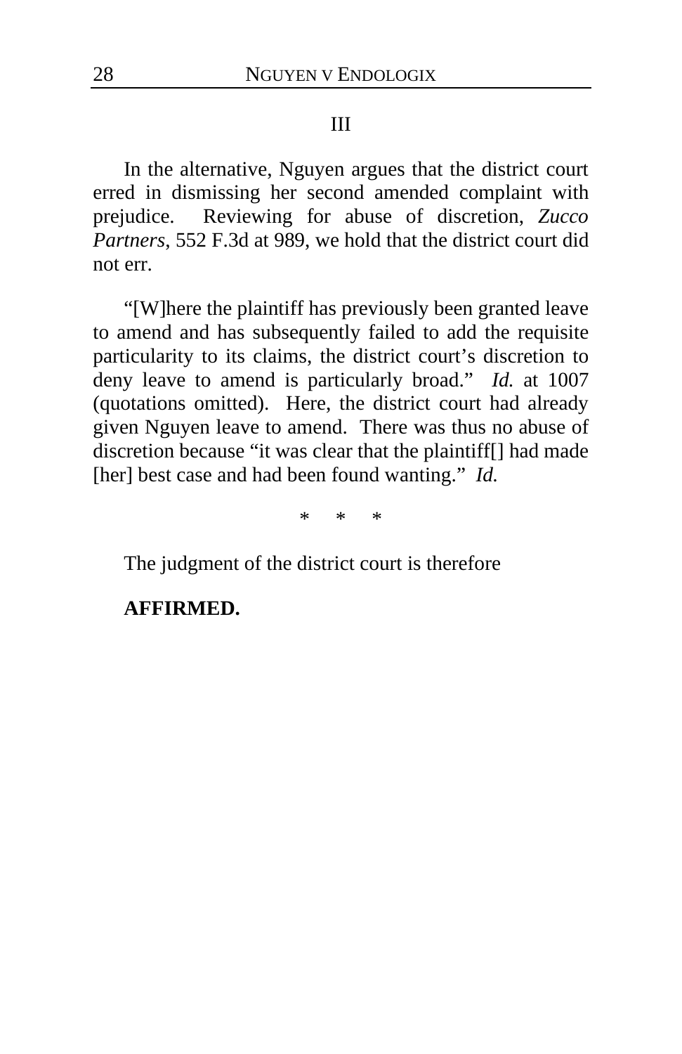## III

In the alternative, Nguyen argues that the district court erred in dismissing her second amended complaint with prejudice. Reviewing for abuse of discretion, *Zucco Partners*, 552 F.3d at 989, we hold that the district court did not err.

"[W]here the plaintiff has previously been granted leave to amend and has subsequently failed to add the requisite particularity to its claims, the district court's discretion to deny leave to amend is particularly broad." *Id.* at 1007 (quotations omitted). Here, the district court had already given Nguyen leave to amend. There was thus no abuse of discretion because "it was clear that the plaintiff[] had made [her] best case and had been found wanting." *Id.*

\* \* \*

The judgment of the district court is therefore

**AFFIRMED.**